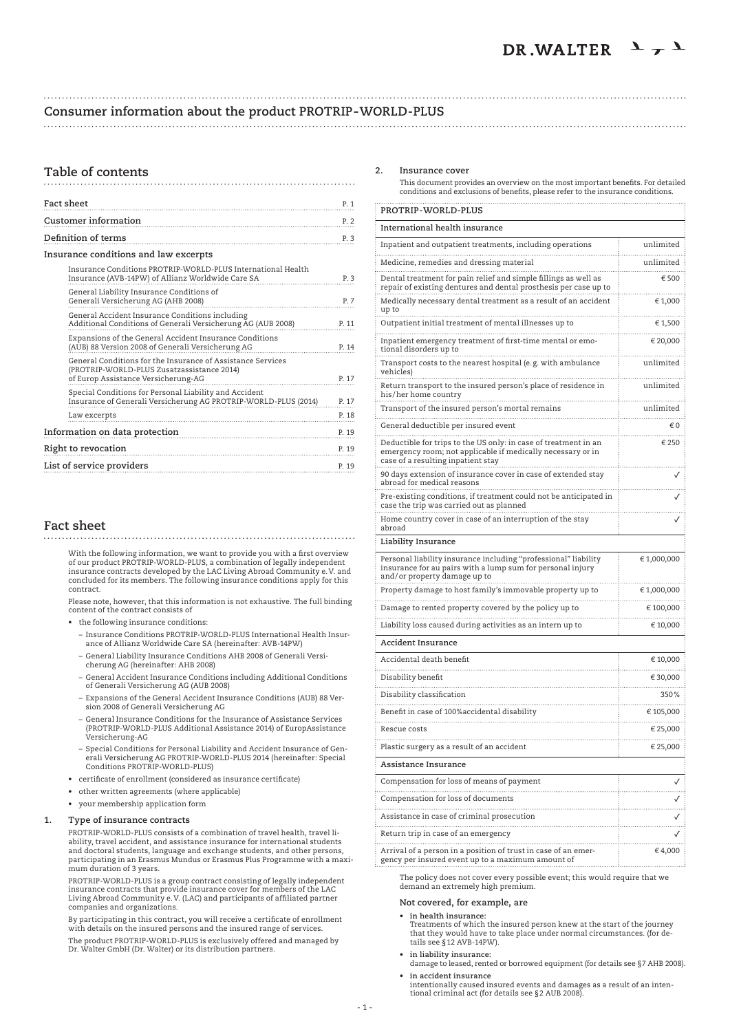# Consumer information about the product PROTRIP-WORLD-PLUS

## Table of contents

| | |
|---|---|
| **Fact sheet** | P. 1 |
| **Customer information** | P. 2 |
| **Definition of terms** | P. 3 |
| **Insurance conditions and law excerpts** | |
| Insurance Conditions PROTRIP-WORLD-PLUS International Health Insurance (AVB-14PW) of Allianz Worldwide Care SA | P. 3 |
| General Liability Insurance Conditions of Generali Versicherung AG (AHB 2008) | P. 7 |
| General Accident Insurance Conditions including Additional Conditions of Generali Versicherung AG (AUB 2008) | P. 11 |
| Expansions of the General Accident Insurance Conditions (AUB) 88 Version 2008 of Generali Versicherung AG | P. 14 |
| General Conditions for the Insurance of Assistance Services (PROTRIP-WORLD-PLUS Zusatzassistance 2014) of Europ Assistance Versicherung-AG | P. 17 |
| Special Conditions for Personal Liability and Accident Insurance of Generali Versicherung AG PROTRIP-WORLD-PLUS (2014) | P. 17 |
| Law excerpts | P. 18 |
| **Information on data protection** | P. 19 |
| **Right to revocation** | P. 19 |
| **List of service providers** | P. 19 |

## Fact sheet

With the following information, we want to provide you with a first overview of our product PROTRIP-WORLD-PLUS, a combination of legally independent insurance contracts developed by the LAC Living Abroad Community e.V. and concluded for its members. The following insurance conditions apply for this contract.

Please note, however, that this information is not exhaustive. The full binding content of the contract consists of

- the following insurance conditions:
  - Insurance Conditions PROTRIP-WORLD-PLUS International Health Insurance of Allianz Worldwide Care SA (hereinafter: AVB-14PW)
  - General Liability Insurance Conditions AHB 2008 of Generali Versicherung AG (hereinafter: AHB 2008)
  - General Accident Insurance Conditions including Additional Conditions of Generali Versicherung AG (AUB 2008)
  - Expansions of the General Accident Insurance Conditions (AUB) 88 Version 2008 of Generali Versicherung AG
  - General Insurance Conditions for the Insurance of Assistance Services (PROTRIP-WORLD-PLUS Additional Assistance 2014) of EuropAssistance Versicherung-AG
  - Special Conditions for Personal Liability and Accident Insurance of Generali Versicherung AG PROTRIP-WORLD-PLUS 2014 (hereinafter: Special Conditions PROTRIP-WORLD-PLUS)
- certificate of enrollment (considered as insurance certificate)
- other written agreements (where applicable)
- your membership application form

### 1. Type of insurance contracts

PROTRIP-WORLD-PLUS consists of a combination of travel health, travel liability, travel accident, and assistance insurance for international students and doctoral students, language and exchange students, and other persons, participating in an Erasmus Mundus or Erasmus Plus Programme with a maximum duration of 3 years.

PROTRIP-WORLD-PLUS is a group contract consisting of legally independent insurance contracts that provide insurance cover for members of the LAC Living Abroad Community e.V. (LAC) and participants of affiliated partner companies and organizations.

By participating in this contract, you will receive a certificate of enrollment with details on the insured persons and the insured range of services.

The product PROTRIP-WORLD-PLUS is exclusively offered and managed by Dr. Walter GmbH (Dr. Walter) or its distribution partners.

### 2. Insurance cover

This document provides an overview on the most important benefits. For detailed conditions and exclusions of benefits, please refer to the insurance conditions.

| PROTRIP-WORLD-PLUS | |
|---|---|
| **International health insurance** | |
| Inpatient and outpatient treatments, including operations | unlimited |
| Medicine, remedies and dressing material | unlimited |
| Dental treatment for pain relief and simple fillings as well as repair of existing dentures and dental prosthesis per case up to | € 500 |
| Medically necessary dental treatment as a result of an accident up to | € 1,000 |
| Outpatient initial treatment of mental illnesses up to | € 1,500 |
| Inpatient emergency treatment of first-time mental or emotional disorders up to | € 20,000 |
| Transport costs to the nearest hospital (e.g. with ambulance vehicles) | unlimited |
| Return transport to the insured person's place of residence in his/her home country | unlimited |
| Transport of the insured person's mortal remains | unlimited |
| General deductible per insured event | € 0 |
| Deductible for trips to the US only: in case of treatment in an emergency room; not applicable if medically necessary or in case of a resulting inpatient stay | € 250 |
| 90 days extension of insurance cover in case of extended stay abroad for medical reasons | ✓ |
| Pre-existing conditions, if treatment could not be anticipated in case the trip was carried out as planned | ✓ |
| Home country cover in case of an interruption of the stay abroad | ✓ |
| **Liability Insurance** | |
| Personal liability insurance including "professional" liability insurance for au pairs with a lump sum for personal injury and/or property damage up to | € 1,000,000 |
| Property damage to host family's immovable property up to | € 1,000,000 |
| Damage to rented property covered by the policy up to | € 100,000 |
| Liability loss caused during activities as an intern up to | € 10,000 |
| **Accident Insurance** | |
| Accidental death benefit | € 10,000 |
| Disability benefit | € 30,000 |
| Disability classification | 350% |
| Benefit in case of 100%accidental disability | € 105,000 |
| Rescue costs | € 25,000 |
| Plastic surgery as a result of an accident | € 25,000 |
| **Assistance Insurance** | |
| Compensation for loss of means of payment | ✓ |
| Compensation for loss of documents | ✓ |
| Assistance in case of criminal prosecution | ✓ |
| Return trip in case of an emergency | ✓ |
| Arrival of a person in a position of trust in case of an emergency per insured event up to a maximum amount of | € 4,000 |

The policy does not cover every possible event; this would require that we demand an extremely high premium.

**Not covered, for example, are**

- **in health insurance:**
  Treatments of which the insured person knew at the start of the journey that they would have to take place under normal circumstances. (for details see §12 AVB-14PW).
- **in liability insurance:**
  damage to leased, rented or borrowed equipment (for details see §7 AHB 2008).
- **in accident insurance**
  intentionally caused insured events and damages as a result of an intentional criminal act (for details see §2 AUB 2008).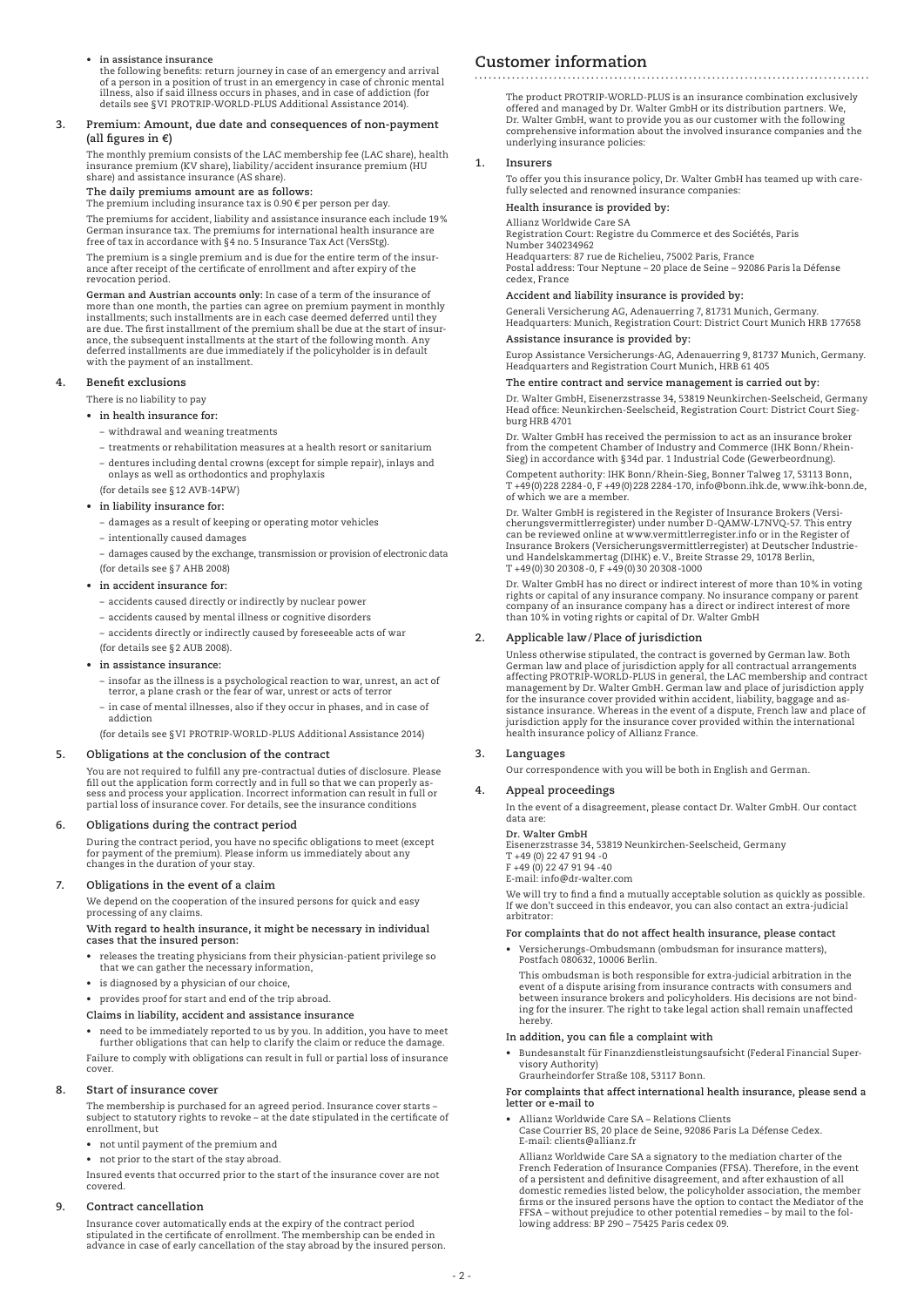- **in assistance insurance**
  the following benefits: return journey in case of an emergency and arrival of a person in a position of trust in an emergency in case of chronic mental illness, also if said illness occurs in phases, and in case of addiction (for details see §VI PROTRIP-WORLD-PLUS Additional Assistance 2014).

## 3. Premium: Amount, due date and consequences of non-payment (all figures in €)

The monthly premium consists of the LAC membership fee (LAC share), health insurance premium (KV share), liability/accident insurance premium (HU share) and assistance insurance (AS share).

**The daily premiums amount are as follows:**

The premium including insurance tax is 0.90 € per person per day.

The premiums for accident, liability and assistance insurance each include 19% German insurance tax. The premiums for international health insurance are free of tax in accordance with §4 no. 5 Insurance Tax Act (VersStg).

The premium is a single premium and is due for the entire term of the insurance after receipt of the certificate of enrollment and after expiry of the revocation period.

**German and Austrian accounts only:** In case of a term of the insurance of more than one month, the parties can agree on premium payment in monthly installments; such installments are in each case deemed deferred until they are due. The first installment of the premium shall be due at the start of insurance, the subsequent installments at the start of the following month. Any deferred installments are due immediately if the policyholder is in default with the payment of an installment.

## 4. Benefit exclusions

There is no liability to pay

- **in health insurance for:**
  - withdrawal and weaning treatments
  - treatments or rehabilitation measures at a health resort or sanitarium
  - dentures including dental crowns (except for simple repair), inlays and onlays as well as orthodontics and prophylaxis

  (for details see §12 AVB-14PW)
- **in liability insurance for:**
  - damages as a result of keeping or operating motor vehicles
  - intentionally caused damages
  - damages caused by the exchange, transmission or provision of electronic data

  (for details see §7 AHB 2008)
- **in accident insurance for:**
  - accidents caused directly or indirectly by nuclear power
  - accidents caused by mental illness or cognitive disorders
  - accidents directly or indirectly caused by foreseeable acts of war

  (for details see §2 AUB 2008).
- **in assistance insurance:**
  - insofar as the illness is a psychological reaction to war, unrest, an act of terror, a plane crash or the fear of war, unrest or acts of terror
  - in case of mental illnesses, also if they occur in phases, and in case of addiction

  (for details see §VI PROTRIP-WORLD-PLUS Additional Assistance 2014)

## 5. Obligations at the conclusion of the contract

You are not required to fulfill any pre-contractual duties of disclosure. Please fill out the application form correctly and in full so that we can properly assess and process your application. Incorrect information can result in full or partial loss of insurance cover. For details, see the insurance conditions

## 6. Obligations during the contract period

During the contract period, you have no specific obligations to meet (except for payment of the premium). Please inform us immediately about any changes in the duration of your stay.

## 7. Obligations in the event of a claim

We depend on the cooperation of the insured persons for quick and easy processing of any claims.

**With regard to health insurance, it might be necessary in individual cases that the insured person:**

- releases the treating physicians from their physician-patient privilege so that we can gather the necessary information,
- is diagnosed by a physician of our choice,
- provides proof for start and end of the trip abroad.

**Claims in liability, accident and assistance insurance**

- need to be immediately reported to us by you. In addition, you have to meet further obligations that can help to clarify the claim or reduce the damage.

Failure to comply with obligations can result in full or partial loss of insurance cover.

## 8. Start of insurance cover

The membership is purchased for an agreed period. Insurance cover starts – subject to statutory rights to revoke – at the date stipulated in the certificate of enrollment, but

- not until payment of the premium and
- not prior to the start of the stay abroad.

Insured events that occurred prior to the start of the insurance cover are not covered.

## 9. Contract cancellation

Insurance cover automatically ends at the expiry of the contract period stipulated in the certificate of enrollment. The membership can be ended in advance in case of early cancellation of the stay abroad by the insured person.

# Customer information

The product PROTRIP-WORLD-PLUS is an insurance combination exclusively offered and managed by Dr. Walter GmbH or its distribution partners. We, Dr. Walter GmbH, want to provide you as our customer with the following comprehensive information about the involved insurance companies and the underlying insurance policies:

## 1. Insurers

To offer you this insurance policy, Dr. Walter GmbH has teamed up with carefully selected and renowned insurance companies:

**Health insurance is provided by:**

Allianz Worldwide Care SA
Registration Court: Registre du Commerce et des Sociétés, Paris
Number 340234962
Headquarters: 87 rue de Richelieu, 75002 Paris, France
Postal address: Tour Neptune – 20 place de Seine – 92086 Paris la Défense cedex, France

**Accident and liability insurance is provided by:**

Generali Versicherung AG, Adenauerring 7, 81731 Munich, Germany.
Headquarters: Munich, Registration Court: District Court Munich HRB 177658

**Assistance insurance is provided by:**

Europ Assistance Versicherungs-AG, Adenauerring 9, 81737 Munich, Germany.
Headquarters and Registration Court Munich, HRB 61 405

**The entire contract and service management is carried out by:**

Dr. Walter GmbH, Eisenerzstrasse 34, 53819 Neunkirchen-Seelscheid, Germany
Head office: Neunkirchen-Seelscheid, Registration Court: District Court Siegburg HRB 4701

Dr. Walter GmbH has received the permission to act as an insurance broker from the competent Chamber of Industry and Commerce (IHK Bonn/Rhein-Sieg) in accordance with §34d par. 1 Industrial Code (Gewerbeordnung).

Competent authority: IHK Bonn/Rhein-Sieg, Bonner Talweg 17, 53113 Bonn, T +49(0)228 2284-0, F +49(0)228 2284-170, info@bonn.ihk.de, www.ihk-bonn.de, of which we are a member.

Dr. Walter GmbH is registered in the Register of Insurance Brokers (Versicherungsvermittlerregister) under number D-QAMW-L7NVQ-57. This entry can be reviewed online at www.vermittlerregister.info or in the Register of Insurance Brokers (Versicherungsvermittlerregister) at Deutscher Industrie- und Handelskammertag (DIHK) e.V., Breite Strasse 29, 10178 Berlin, T +49(0)30 20308-0, F +49(0)30 20308-1000

Dr. Walter GmbH has no direct or indirect interest of more than 10% in voting rights or capital of any insurance company. No insurance company or parent company of an insurance company has a direct or indirect interest of more than 10% in voting rights or capital of Dr. Walter GmbH

## 2. Applicable law/Place of jurisdiction

Unless otherwise stipulated, the contract is governed by German law. Both German law and place of jurisdiction apply for all contractual arrangements affecting PROTRIP-WORLD-PLUS in general, the LAC membership and contract management by Dr. Walter GmbH. German law and place of jurisdiction apply for the insurance cover provided within accident, liability, baggage and assistance insurance. Whereas in the event of a dispute, French law and place of jurisdiction apply for the insurance cover provided within the international health insurance policy of Allianz France.

## 3. Languages

Our correspondence with you will be both in English and German.

## 4. Appeal proceedings

In the event of a disagreement, please contact Dr. Walter GmbH. Our contact data are:

**Dr. Walter GmbH**
Eisenerzstrasse 34, 53819 Neunkirchen-Seelscheid, Germany
T +49 (0) 22 47 91 94 -0
F +49 (0) 22 47 91 94 -40
E-mail: info@dr-walter.com

We will try to find a find a mutually acceptable solution as quickly as possible. If we don't succeed in this endeavor, you can also contact an extra-judicial arbitrator:

**For complaints that do not affect health insurance, please contact**

- Versicherungs-Ombudsmann (ombudsman for insurance matters), Postfach 080632, 10006 Berlin.

  This ombudsman is both responsible for extra-judicial arbitration in the event of a dispute arising from insurance contracts with consumers and between insurance brokers and policyholders. His decisions are not binding for the insurer. The right to take legal action shall remain unaffected hereby.

**In addition, you can file a complaint with**

- Bundesanstalt für Finanzdienstleistungsaufsicht (Federal Financial Supervisory Authority)
  Graurheindorfer Straße 108, 53117 Bonn.

**For complaints that affect international health insurance, please send a letter or e-mail to**

- Allianz Worldwide Care SA – Relations Clients
  Case Courrier BS, 20 place de Seine, 92086 Paris La Défense Cedex.
  E-mail: clients@allianz.fr

  Allianz Worldwide Care SA a signatory to the mediation charter of the French Federation of Insurance Companies (FFSA). Therefore, in the event of a persistent and definitive disagreement, and after exhaustion of all domestic remedies listed below, the policyholder association, the member firms or the insured persons have the option to contact the Mediator of the FFSA – without prejudice to other potential remedies – by mail to the following address: BP 290 – 75425 Paris cedex 09.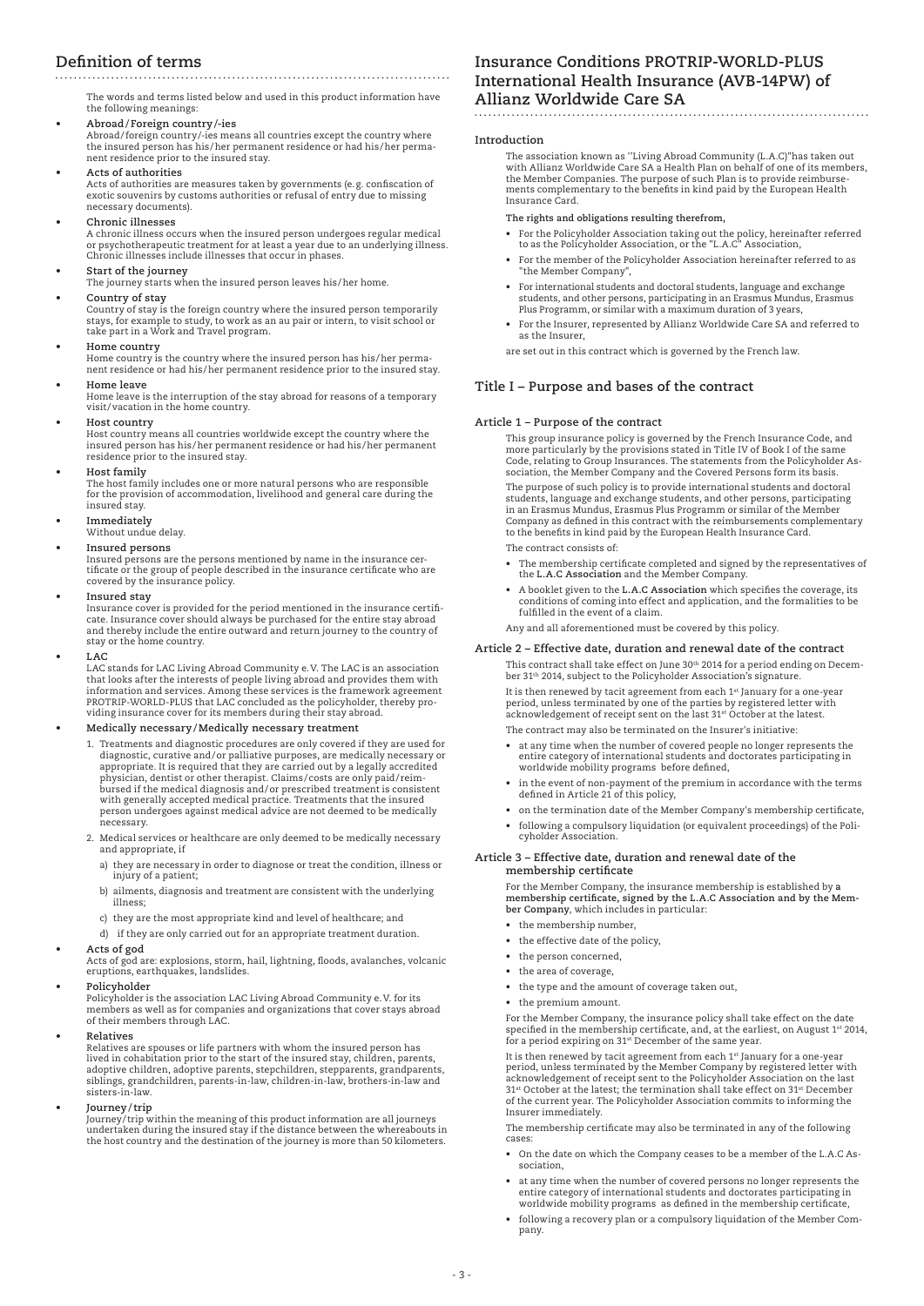## Definition of terms

The words and terms listed below and used in this product information have the following meanings:

- **Abroad/Foreign country/-ies**
  Abroad/foreign country/-ies means all countries except the country where the insured person has his/her permanent residence or had his/her permanent residence prior to the insured stay.
- **Acts of authorities**
  Acts of authorities are measures taken by governments (e. g. confiscation of exotic souvenirs by customs authorities or refusal of entry due to missing necessary documents).
- **Chronic illnesses**
  A chronic illness occurs when the insured person undergoes regular medical or psychotherapeutic treatment for at least a year due to an underlying illness. Chronic illnesses include illnesses that occur in phases.
- **Start of the journey**
  The journey starts when the insured person leaves his/her home.
- **Country of stay**
  Country of stay is the foreign country where the insured person temporarily stays, for example to study, to work as an au pair or intern, to visit school or take part in a Work and Travel program.
- **Home country**
  Home country is the country where the insured person has his/her permanent residence or had his/her permanent residence prior to the insured stay.
- **Home leave**
  Home leave is the interruption of the stay abroad for reasons of a temporary visit/vacation in the home country.
- **Host country**
  Host country means all countries worldwide except the country where the insured person has his/her permanent residence or had his/her permanent residence prior to the insured stay.
- **Host family**
  The host family includes one or more natural persons who are responsible for the provision of accommodation, livelihood and general care during the insured stay.
- **Immediately**
  Without undue delay.
- **Insured persons**
  Insured persons are the persons mentioned by name in the insurance certificate or the group of people described in the insurance certificate who are covered by the insurance policy.
- **Insured stay**
  Insurance cover is provided for the period mentioned in the insurance certificate. Insurance cover should always be purchased for the entire stay abroad and thereby include the entire outward and return journey to the country of stay or the home country.
- **LAC**
  LAC stands for LAC Living Abroad Community e. V. The LAC is an association that looks after the interests of people living abroad and provides them with information and services. Among these services is the framework agreement PROTRIP-WORLD-PLUS that LAC concluded as the policyholder, thereby providing insurance cover for its members during their stay abroad.
- **Medically necessary/Medically necessary treatment**
  1. Treatments and diagnostic procedures are only covered if they are used for diagnostic, curative and/or palliative purposes, are medically necessary or appropriate. It is required that they are carried out by a legally accredited physician, dentist or other therapist. Claims/costs are only paid/reimbursed if the medical diagnosis and/or prescribed treatment is consistent with generally accepted medical practice. Treatments that the insured person undergoes against medical advice are not deemed to be medically necessary.
  2. Medical services or healthcare are only deemed to be medically necessary and appropriate, if
     a) they are necessary in order to diagnose or treat the condition, illness or injury of a patient;
     b) ailments, diagnosis and treatment are consistent with the underlying illness;
     c) they are the most appropriate kind and level of healthcare; and
     d) if they are only carried out for an appropriate treatment duration.
- **Acts of god**
  Acts of god are: explosions, storm, hail, lightning, floods, avalanches, volcanic eruptions, earthquakes, landslides.
- **Policyholder**
  Policyholder is the association LAC Living Abroad Community e. V. for its members as well as for companies and organizations that cover stays abroad of their members through LAC.
- **Relatives**
  Relatives are spouses or life partners with whom the insured person has lived in cohabitation prior to the start of the insured stay, children, parents, adoptive children, adoptive parents, stepchildren, stepparents, grandparents, siblings, grandchildren, parents-in-law, children-in-law, brothers-in-law and sisters-in-law.
- **Journey/trip**
  Journey/trip within the meaning of this product information are all journeys undertaken during the insured stay if the distance between the whereabouts in the host country and the destination of the journey is more than 50 kilometers.

## Insurance Conditions PROTRIP-WORLD-PLUS International Health Insurance (AVB-14PW) of Allianz Worldwide Care SA

### Introduction

The association known as "Living Abroad Community (L.A.C)"has taken out with Allianz Worldwide Care SA a Health Plan on behalf of one of its members, the Member Companies. The purpose of such Plan is to provide reimbursements complementary to the benefits in kind paid by the European Health Insurance Card.

**The rights and obligations resulting therefrom,**

- For the Policyholder Association taking out the policy, hereinafter referred to as the Policyholder Association, or the "L.A.C" Association,
- For the member of the Policyholder Association hereinafter referred to as "the Member Company",
- For international students and doctoral students, language and exchange students, and other persons, participating in an Erasmus Mundus, Erasmus Plus Programm, or similar with a maximum duration of 3 years,
- For the Insurer, represented by Allianz Worldwide Care SA and referred to as the Insurer,

are set out in this contract which is governed by the French law.

## Title I – Purpose and bases of the contract

### Article 1 – Purpose of the contract

This group insurance policy is governed by the French Insurance Code, and more particularly by the provisions stated in Title IV of Book I of the same Code, relating to Group Insurances. The statements from the Policyholder Association, the Member Company and the Covered Persons form its basis.

The purpose of such policy is to provide international students and doctoral students, language and exchange students, and other persons, participating in an Erasmus Mundus, Erasmus Plus Programm or similar of the Member Company as defined in this contract with the reimbursements complementary to the benefits in kind paid by the European Health Insurance Card.

The contract consists of:

- The membership certificate completed and signed by the representatives of the **L.A.C Association** and the Member Company.
- A booklet given to the **L.A.C Association** which specifies the coverage, its conditions of coming into effect and application, and the formalities to be fulfilled in the event of a claim.

Any and all aforementioned must be covered by this policy.

### Article 2 – Effective date, duration and renewal date of the contract

This contract shall take effect on June 30th 2014 for a period ending on December 31th 2014, subject to the Policyholder Association's signature.

It is then renewed by tacit agreement from each 1st January for a one-year period, unless terminated by one of the parties by registered letter with acknowledgement of receipt sent on the last 31st October at the latest.

The contract may also be terminated on the Insurer's initiative:

- at any time when the number of covered people no longer represents the entire category of international students and doctorates participating in worldwide mobility programs before defined,
- in the event of non-payment of the premium in accordance with the terms defined in Article 21 of this policy,
- on the termination date of the Member Company's membership certificate,
- following a compulsory liquidation (or equivalent proceedings) of the Policyholder Association.

### Article 3 – Effective date, duration and renewal date of the membership certificate

For the Member Company, the insurance membership is established by **a membership certificate, signed by the L.A.C Association and by the Member Company**, which includes in particular:

- the membership number,
- the effective date of the policy,
- the person concerned,
- the area of coverage,
- the type and the amount of coverage taken out,
- the premium amount.

For the Member Company, the insurance policy shall take effect on the date specified in the membership certificate, and, at the earliest, on August 1st 2014, for a period expiring on 31st December of the same year.

It is then renewed by tacit agreement from each 1st January for a one-year period, unless terminated by the Member Company by registered letter with acknowledgement of receipt sent to the Policyholder Association on the last 31st October at the latest; the termination shall take effect on 31st December of the current year. The Policyholder Association commits to informing the Insurer immediately.

The membership certificate may also be terminated in any of the following cases:

- On the date on which the Company ceases to be a member of the L.A.C Association,
- at any time when the number of covered persons no longer represents the entire category of international students and doctorates participating in worldwide mobility programs as defined in the membership certificate,
- following a recovery plan or a compulsory liquidation of the Member Company.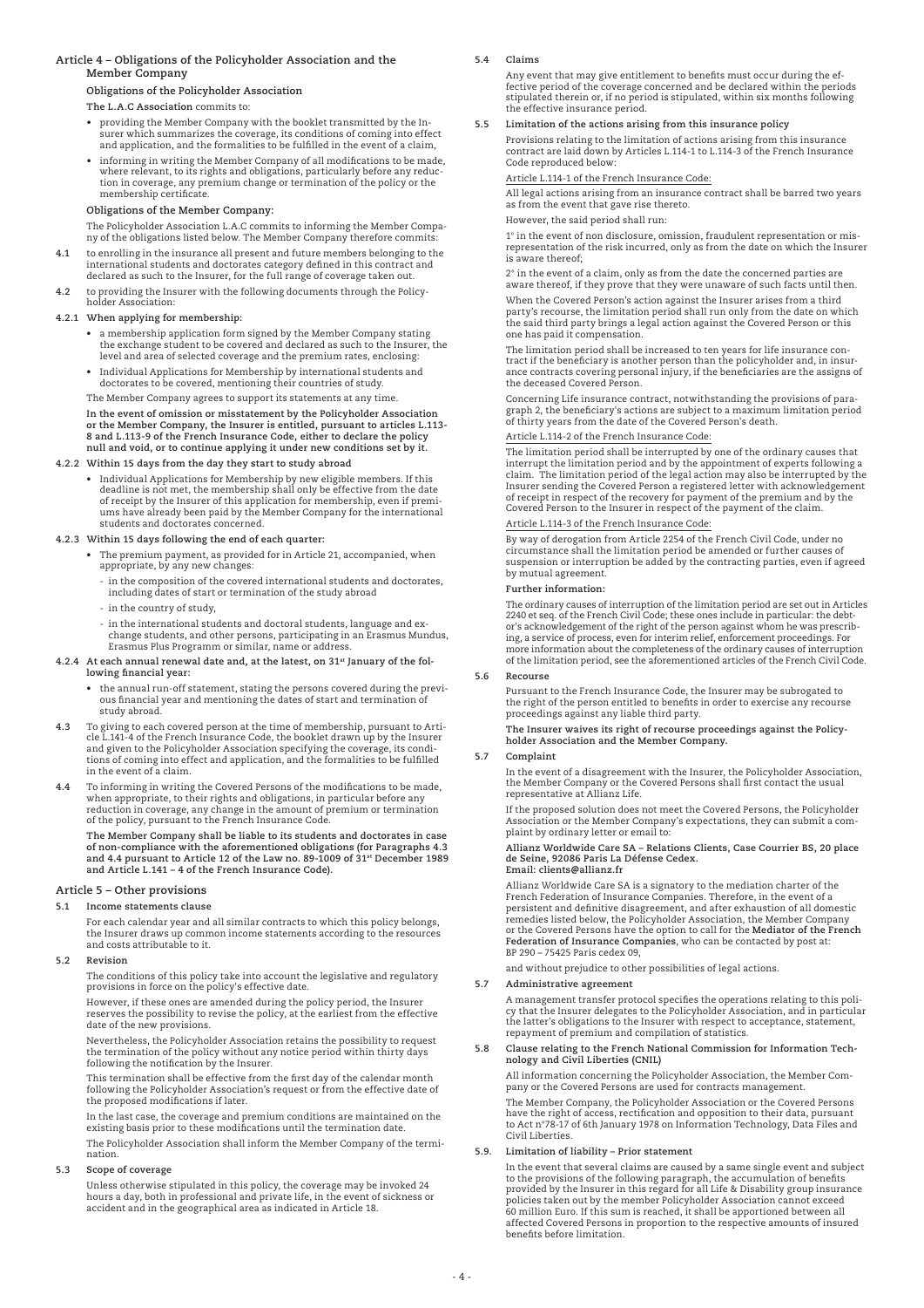## Article 4 – Obligations of the Policyholder Association and the Member Company

### Obligations of the Policyholder Association

**The L.A.C Association** commits to:

- providing the Member Company with the booklet transmitted by the Insurer which summarizes the coverage, its conditions of coming into effect and application, and the formalities to be fulfilled in the event of a claim,
- informing in writing the Member Company of all modifications to be made, where relevant, to its rights and obligations, particularly before any reduction in coverage, any premium change or termination of the policy or the membership certificate.

### Obligations of the Member Company:

The Policyholder Association L.A.C commits to informing the Member Company of the obligations listed below. The Member Company therefore commits:

**4.1** to enrolling in the insurance all present and future members belonging to the international students and doctorates category defined in this contract and declared as such to the Insurer, for the full range of coverage taken out.

**4.2** to providing the Insurer with the following documents through the Policyholder Association:

**4.2.1 When applying for membership:**

- a membership application form signed by the Member Company stating the exchange student to be covered and declared as such to the Insurer, the level and area of selected coverage and the premium rates, enclosing:
- Individual Applications for Membership by international students and doctorates to be covered, mentioning their countries of study.

The Member Company agrees to support its statements at any time.

**In the event of omission or misstatement by the Policyholder Association or the Member Company, the Insurer is entitled, pursuant to articles L.113-8 and L.113-9 of the French Insurance Code, either to declare the policy null and void, or to continue applying it under new conditions set by it.**

**4.2.2 Within 15 days from the day they start to study abroad**

- Individual Applications for Membership by new eligible members. If this deadline is not met, the membership shall only be effective from the date of receipt by the Insurer of this application for membership, even if premiums have already been paid by the Member Company for the international students and doctorates concerned.

**4.2.3 Within 15 days following the end of each quarter:**

- The premium payment, as provided for in Article 21, accompanied, when appropriate, by any new changes:
  - in the composition of the covered international students and doctorates, including dates of start or termination of the study abroad
  - in the country of study,
  - in the international students and doctoral students, language and exchange students, and other persons, participating in an Erasmus Mundus, Erasmus Plus Programm or similar, name or address.

**4.2.4 At each annual renewal date and, at the latest, on 31st January of the following financial year:**

- the annual run-off statement, stating the persons covered during the previous financial year and mentioning the dates of start and termination of study abroad.

**4.3** To giving to each covered person at the time of membership, pursuant to Article L.141-4 of the French Insurance Code, the booklet drawn up by the Insurer and given to the Policyholder Association specifying the coverage, its conditions of coming into effect and application, and the formalities to be fulfilled in the event of a claim.

**4.4** To informing in writing the Covered Persons of the modifications to be made, when appropriate, to their rights and obligations, in particular before any reduction in coverage, any change in the amount of premium or termination of the policy, pursuant to the French Insurance Code.

**The Member Company shall be liable to its students and doctorates in case of non-compliance with the aforementioned obligations (for Paragraphs 4.3 and 4.4 pursuant to Article 12 of the Law no. 89-1009 of 31st December 1989 and Article L.141 – 4 of the French Insurance Code).**

## Article 5 – Other provisions

### 5.1 Income statements clause

For each calendar year and all similar contracts to which this policy belongs, the Insurer draws up common income statements according to the resources and costs attributable to it.

### 5.2 Revision

The conditions of this policy take into account the legislative and regulatory provisions in force on the policy's effective date.

However, if these ones are amended during the policy period, the Insurer reserves the possibility to revise the policy, at the earliest from the effective date of the new provisions.

Nevertheless, the Policyholder Association retains the possibility to request the termination of the policy without any notice period within thirty days following the notification by the Insurer.

This termination shall be effective from the first day of the calendar month following the Policyholder Association's request or from the effective date of the proposed modifications if later.

In the last case, the coverage and premium conditions are maintained on the existing basis prior to these modifications until the termination date.

The Policyholder Association shall inform the Member Company of the termination.

### 5.3 Scope of coverage

Unless otherwise stipulated in this policy, the coverage may be invoked 24 hours a day, both in professional and private life, in the event of sickness or accident and in the geographical area as indicated in Article 18.

### 5.4 Claims

Any event that may give entitlement to benefits must occur during the effective period of the coverage concerned and be declared within the periods stipulated therein or, if no period is stipulated, within six months following the effective insurance period.

### 5.5 Limitation of the actions arising from this insurance policy

Provisions relating to the limitation of actions arising from this insurance contract are laid down by Articles L.114-1 to L.114-3 of the French Insurance Code reproduced below:

Article L.114-1 of the French Insurance Code:

All legal actions arising from an insurance contract shall be barred two years as from the event that gave rise thereto.

However, the said period shall run:

1° in the event of non disclosure, omission, fraudulent representation or misrepresentation of the risk incurred, only as from the date on which the Insurer is aware thereof;

2° in the event of a claim, only as from the date the concerned parties are aware thereof, if they prove that they were unaware of such facts until then.

When the Covered Person's action against the Insurer arises from a third party's recourse, the limitation period shall run only from the date on which the said third party brings a legal action against the Covered Person or this one has paid it compensation.

The limitation period shall be increased to ten years for life insurance contract if the beneficiary is another person than the policyholder and, in insurance contracts covering personal injury, if the beneficiaries are the assigns of the deceased Covered Person.

Concerning Life insurance contract, notwithstanding the provisions of paragraph 2, the beneficiary's actions are subject to a maximum limitation period of thirty years from the date of the Covered Person's death.

Article L.114-2 of the French Insurance Code:

The limitation period shall be interrupted by one of the ordinary causes that interrupt the limitation period and by the appointment of experts following a claim. The limitation period of the legal action may also be interrupted by the Insurer sending the Covered Person a registered letter with acknowledgement of receipt in respect of the recovery for payment of the premium and by the Covered Person to the Insurer in respect of the payment of the claim.

Article L.114-3 of the French Insurance Code:

By way of derogation from Article 2254 of the French Civil Code, under no circumstance shall the limitation period be amended or further causes of suspension or interruption be added by the contracting parties, even if agreed by mutual agreement.

**Further information:**

The ordinary causes of interruption of the limitation period are set out in Articles 2240 et seq. of the French Civil Code; these ones include in particular: the debtor's acknowledgement of the right of the person against whom he was prescribing, a service of process, even for interim relief, enforcement proceedings. For more information about the completeness of the ordinary causes of interruption of the limitation period, see the aforementioned articles of the French Civil Code.

### 5.6 Recourse

Pursuant to the French Insurance Code, the Insurer may be subrogated to the right of the person entitled to benefits in order to exercise any recourse proceedings against any liable third party.

**The Insurer waives its right of recourse proceedings against the Policyholder Association and the Member Company.**

### 5.7 Complaint

In the event of a disagreement with the Insurer, the Policyholder Association, the Member Company or the Covered Persons shall first contact the usual representative at Allianz Life.

If the proposed solution does not meet the Covered Persons, the Policyholder Association or the Member Company's expectations, they can submit a complaint by ordinary letter or email to:

**Allianz Worldwide Care SA – Relations Clients, Case Courrier BS, 20 place de Seine, 92086 Paris La Défense Cedex.**
**Email: clients@allianz.fr**

Allianz Worldwide Care SA is a signatory to the mediation charter of the French Federation of Insurance Companies. Therefore, in the event of a persistent and definitive disagreement, and after exhaustion of all domestic remedies listed below, the Policyholder Association, the Member Company or the Covered Persons have the option to call for the **Mediator of the French Federation of Insurance Companies**, who can be contacted by post at: BP 290 – 75425 Paris cedex 09,

and without prejudice to other possibilities of legal actions.

### 5.7 Administrative agreement

A management transfer protocol specifies the operations relating to this policy that the Insurer delegates to the Policyholder Association, and in particular the latter's obligations to the Insurer with respect to acceptance, statement, repayment of premium and compilation of statistics.

### 5.8 Clause relating to the French National Commission for Information Technology and Civil Liberties (CNIL)

All information concerning the Policyholder Association, the Member Company or the Covered Persons are used for contracts management.

The Member Company, the Policyholder Association or the Covered Persons have the right of access, rectification and opposition to their data, pursuant to Act n°78-17 of 6th January 1978 on Information Technology, Data Files and Civil Liberties.

### 5.9. Limitation of liability – Prior statement

In the event that several claims are caused by a same single event and subject to the provisions of the following paragraph, the accumulation of benefits provided by the Insurer in this regard for all Life & Disability group insurance policies taken out by the member Policyholder Association cannot exceed 60 million Euro. If this sum is reached, it shall be apportioned between all affected Covered Persons in proportion to the respective amounts of insured benefits before limitation.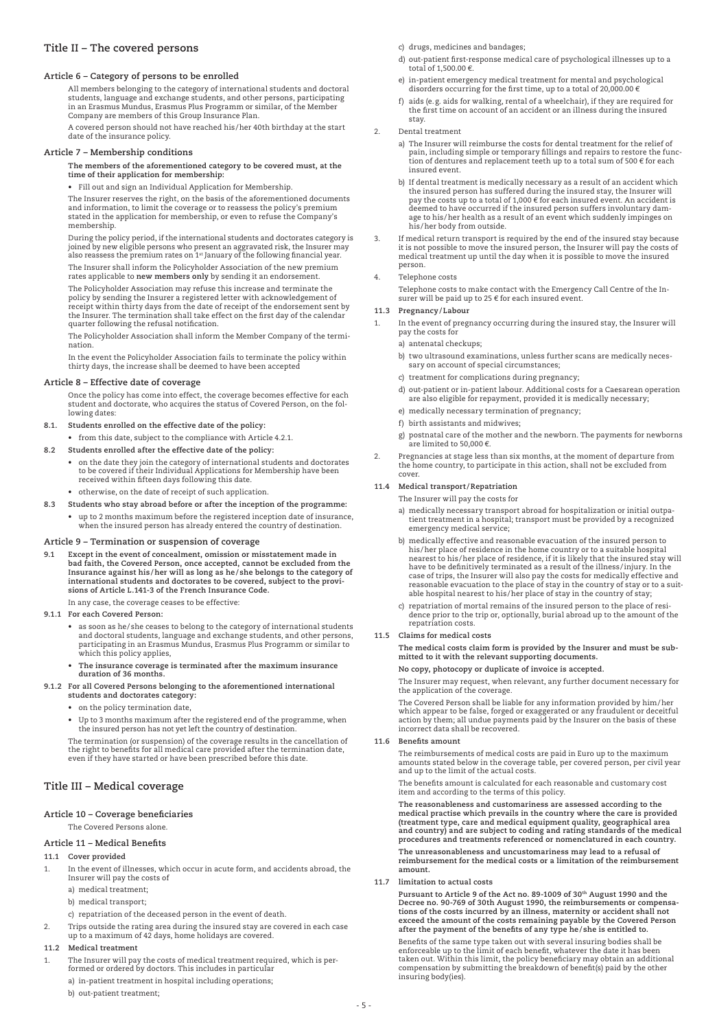## Title II – The covered persons

### Article 6 – Category of persons to be enrolled

All members belonging to the category of international students and doctoral students, language and exchange students, and other persons, participating in an Erasmus Mundus, Erasmus Plus Programm or similar, of the Member Company are members of this Group Insurance Plan.

A covered person should not have reached his/her 40th birthday at the start date of the insurance policy.

### Article 7 – Membership conditions

**The members of the aforementioned category to be covered must, at the time of their application for membership:**

- Fill out and sign an Individual Application for Membership.

The Insurer reserves the right, on the basis of the aforementioned documents and information, to limit the coverage or to reassess the policy's premium stated in the application for membership, or even to refuse the Company's membership.

During the policy period, if the international students and doctorates category is joined by new eligible persons who present an aggravated risk, the Insurer may also reassess the premium rates on 1st January of the following financial year.

The Insurer shall inform the Policyholder Association of the new premium rates applicable to **new members only** by sending it an endorsement.

The Policyholder Association may refuse this increase and terminate the policy by sending the Insurer a registered letter with acknowledgement of receipt within thirty days from the date of receipt of the endorsement sent by the Insurer. The termination shall take effect on the first day of the calendar quarter following the refusal notification.

The Policyholder Association shall inform the Member Company of the termination.

In the event the Policyholder Association fails to terminate the policy within thirty days, the increase shall be deemed to have been accepted

### Article 8 – Effective date of coverage

Once the policy has come into effect, the coverage becomes effective for each student and doctorate, who acquires the status of Covered Person, on the following dates:

**8.1. Students enrolled on the effective date of the policy:**

- from this date, subject to the compliance with Article 4.2.1.

**8.2 Students enrolled after the effective date of the policy:**

- on the date they join the category of international students and doctorates to be covered if their Individual Applications for Membership have been received within fifteen days following this date.
- otherwise, on the date of receipt of such application.

**8.3 Students who stay abroad before or after the inception of the programme:**

- up to 2 months maximum before the registered inception date of insurance, when the insured person has already entered the country of destination.

### Article 9 – Termination or suspension of coverage

**9.1 Except in the event of concealment, omission or misstatement made in bad faith, the Covered Person, once accepted, cannot be excluded from the Insurance against his/her will as long as he/she belongs to the category of international students and doctorates to be covered, subject to the provisions of Article L.141-3 of the French Insurance Code.**

In any case, the coverage ceases to be effective:

**9.1.1 For each Covered Person:**

- as soon as he/she ceases to belong to the category of international students and doctoral students, language and exchange students, and other persons, participating in an Erasmus Mundus, Erasmus Plus Programm or similar to which this policy applies,
- **The insurance coverage is terminated after the maximum insurance duration of 36 months.**

**9.1.2 For all Covered Persons belonging to the aforementioned international students and doctorates category:**

- on the policy termination date,
- Up to 3 months maximum after the registered end of the programme, when the insured person has not yet left the country of destination.

The termination (or suspension) of the coverage results in the cancellation of the right to benefits for all medical care provided after the termination date, even if they have started or have been prescribed before this date.

## Title III – Medical coverage

### Article 10 – Coverage beneficiaries

The Covered Persons alone.

### Article 11 – Medical Benefits

**11.1 Cover provided**

1. In the event of illnesses, which occur in acute form, and accidents abroad, the Insurer will pay the costs of
   a) medical treatment;
   b) medical transport;
   c) repatriation of the deceased person in the event of death.
2. Trips outside the rating area during the insured stay are covered in each case up to a maximum of 42 days, home holidays are covered.

**11.2 Medical treatment**

1. The Insurer will pay the costs of medical treatment required, which is performed or ordered by doctors. This includes in particular
   a) in-patient treatment in hospital including operations;
   b) out-patient treatment;
   c) drugs, medicines and bandages;
   d) out-patient first-response medical care of psychological illnesses up to a total of 1,500.00 €.
   e) in-patient emergency medical treatment for mental and psychological disorders occurring for the first time, up to a total of 20,000.00 €
   f) aids (e. g. aids for walking, rental of a wheelchair), if they are required for the first time on account of an accident or an illness during the insured stay.
2. Dental treatment
   a) The Insurer will reimburse the costs for dental treatment for the relief of pain, including simple or temporary fillings and repairs to restore the function of dentures and replacement teeth up to a total sum of 500 € for each insured event.
   b) If dental treatment is medically necessary as a result of an accident which the insured person has suffered during the insured stay, the Insurer will pay the costs up to a total of 1,000 € for each insured event. An accident is deemed to have occurred if the insured person suffers involuntary damage to his/her health as a result of an event which suddenly impinges on his/her body from outside.
3. If medical return transport is required by the end of the insured stay because it is not possible to move the insured person, the Insurer will pay the costs of medical treatment up until the day when it is possible to move the insured person.
4. Telephone costs

   Telephone costs to make contact with the Emergency Call Centre of the Insurer will be paid up to 25 € for each insured event.

**11.3 Pregnancy/Labour**

1. In the event of pregnancy occurring during the insured stay, the Insurer will pay the costs for
   a) antenatal checkups;
   b) two ultrasound examinations, unless further scans are medically necessary on account of special circumstances;
   c) treatment for complications during pregnancy;
   d) out-patient or in-patient labour. Additional costs for a Caesarean operation are also eligible for repayment, provided it is medically necessary;
   e) medically necessary termination of pregnancy;
   f) birth assistants and midwives;
   g) postnatal care of the mother and the newborn. The payments for newborns are limited to 50,000 €.
2. Pregnancies at stage less than six months, at the moment of departure from the home country, to participate in this action, shall not be excluded from cover.

**11.4 Medical transport/Repatriation**

The Insurer will pay the costs for

a) medically necessary transport abroad for hospitalization or initial outpatient treatment in a hospital; transport must be provided by a recognized emergency medical service;
b) medically effective and reasonable evacuation of the insured person to his/her place of residence in the home country or to a suitable hospital nearest to his/her place of residence, if it is likely that the insured stay will have to be definitively terminated as a result of the illness/injury. In the case of trips, the Insurer will also pay the costs for medically effective and reasonable evacuation to the place of stay in the country of stay or to a suitable hospital nearest to his/her place of stay in the country of stay;
c) repatriation of mortal remains of the insured person to the place of residence prior to the trip or, optionally, burial abroad up to the amount of the repatriation costs.

**11.5 Claims for medical costs**

**The medical costs claim form is provided by the Insurer and must be submitted to it with the relevant supporting documents.**

**No copy, photocopy or duplicate of invoice is accepted.**

The Insurer may request, when relevant, any further document necessary for the application of the coverage.

The Covered Person shall be liable for any information provided by him/her which appear to be false, forged or exaggerated or any fraudulent or deceitful action by them; all undue payments paid by the Insurer on the basis of these incorrect data shall be recovered.

**11.6 Benefits amount**

The reimbursements of medical costs are paid in Euro up to the maximum amounts stated below in the coverage table, per covered person, per civil year and up to the limit of the actual costs.

The benefits amount is calculated for each reasonable and customary cost item and according to the terms of this policy.

**The reasonableness and customariness are assessed according to the medical practise which prevails in the country where the care is provided (treatment type, care and medical equipment quality, geographical area and country) and are subject to coding and rating standards of the medical procedures and treatments referenced or nomenclatured in each country.**

**The unreasonableness and uncustomariness may lead to a refusal of reimbursement for the medical costs or a limitation of the reimbursement amount.**

**11.7 limitation to actual costs**

**Pursuant to Article 9 of the Act no. 89-1009 of 30th August 1990 and the Decree no. 90-769 of 30th August 1990, the reimbursements or compensations of the costs incurred by an illness, maternity or accident shall not exceed the amount of the costs remaining payable by the Covered Person after the payment of the benefits of any type he/she is entitled to.**

Benefits of the same type taken out with several insuring bodies shall be enforceable up to the limit of each benefit, whatever the date it has been taken out. Within this limit, the policy beneficiary may obtain an additional compensation by submitting the breakdown of benefit(s) paid by the other insuring body(ies).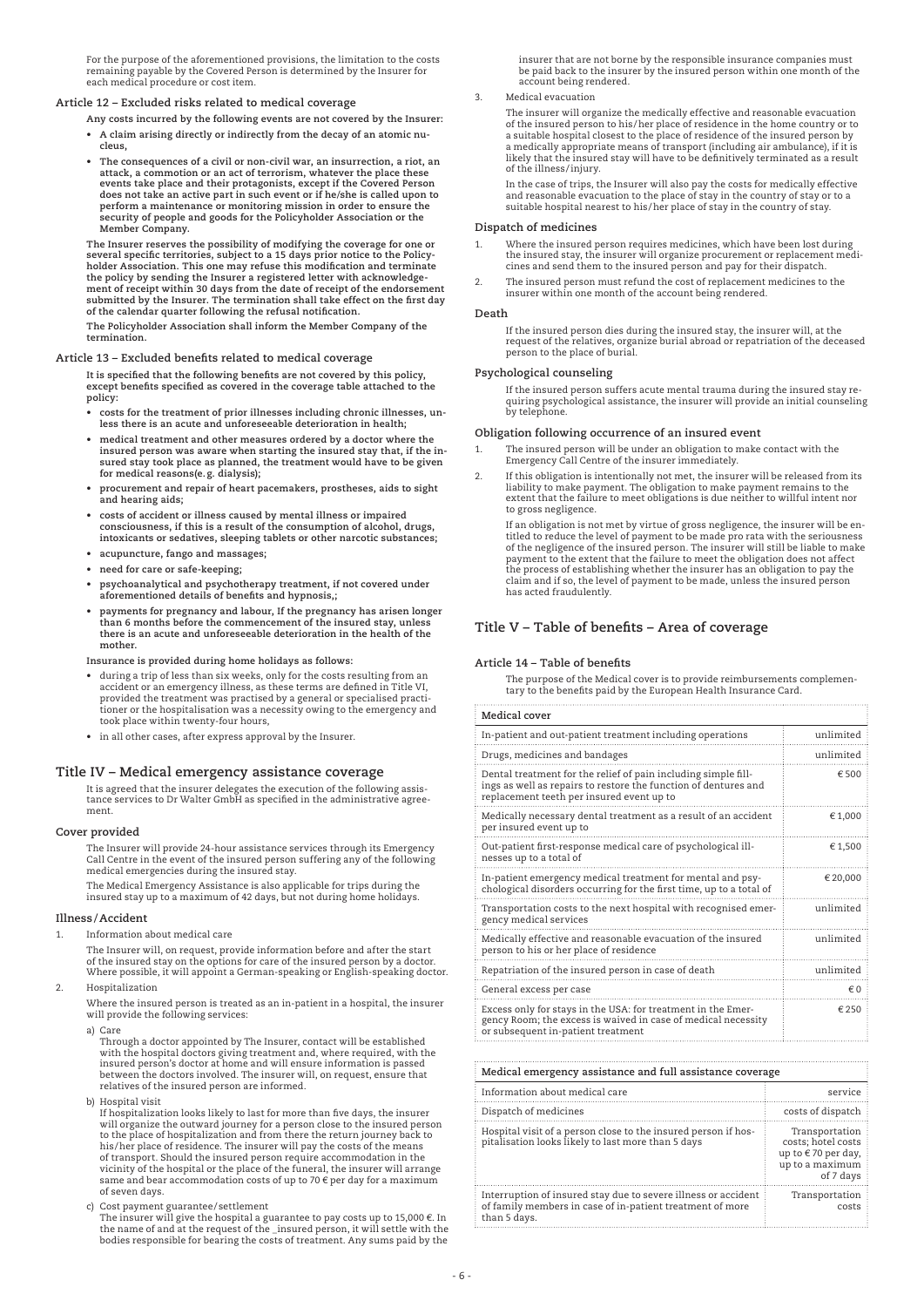For the purpose of the aforementioned provisions, the limitation to the costs remaining payable by the Covered Person is determined by the Insurer for each medical procedure or cost item.

### Article 12 – Excluded risks related to medical coverage

**Any costs incurred by the following events are not covered by the Insurer:**

- **A claim arising directly or indirectly from the decay of an atomic nucleus,**
- **The consequences of a civil or non-civil war, an insurrection, a riot, an attack, a commotion or an act of terrorism, whatever the place these events take place and their protagonists, except if the Covered Person does not take an active part in such event or if he/she is called upon to perform a maintenance or monitoring mission in order to ensure the security of people and goods for the Policyholder Association or the Member Company.**

**The Insurer reserves the possibility of modifying the coverage for one or several specific territories, subject to a 15 days prior notice to the Policyholder Association. This one may refuse this modification and terminate the policy by sending the Insurer a registered letter with acknowledgement of receipt within 30 days from the date of receipt of the endorsement submitted by the Insurer. The termination shall take effect on the first day of the calendar quarter following the refusal notification.**

**The Policyholder Association shall inform the Member Company of the termination.**

### Article 13 – Excluded benefits related to medical coverage

**It is specified that the following benefits are not covered by this policy, except benefits specified as covered in the coverage table attached to the policy:**

- **costs for the treatment of prior illnesses including chronic illnesses, unless there is an acute and unforeseeable deterioration in health;**
- **medical treatment and other measures ordered by a doctor where the insured person was aware when starting the insured stay that, if the insured stay took place as planned, the treatment would have to be given for medical reasons(e. g. dialysis);**
- **procurement and repair of heart pacemakers, prostheses, aids to sight and hearing aids;**
- **costs of accident or illness caused by mental illness or impaired consciousness, if this is a result of the consumption of alcohol, drugs, intoxicants or sedatives, sleeping tablets or other narcotic substances;**
- **acupuncture, fango and massages;**
- **need for care or safe-keeping;**
- **psychoanalytical and psychotherapy treatment, if not covered under aforementioned details of benefits and hypnosis,;**
- **payments for pregnancy and labour, If the pregnancy has arisen longer than 6 months before the commencement of the insured stay, unless there is an acute and unforeseeable deterioration in the health of the mother.**

**Insurance is provided during home holidays as follows:**

- during a trip of less than six weeks, only for the costs resulting from an accident or an emergency illness, as these terms are defined in Title VI, provided the treatment was practised by a general or specialised practitioner or the hospitalisation was a necessity owing to the emergency and took place within twenty-four hours,
- in all other cases, after express approval by the Insurer.

## Title IV – Medical emergency assistance coverage

It is agreed that the insurer delegates the execution of the following assistance services to Dr Walter GmbH as specified in the administrative agreement.

### Cover provided

The Insurer will provide 24-hour assistance services through its Emergency Call Centre in the event of the insured person suffering any of the following medical emergencies during the insured stay.

The Medical Emergency Assistance is also applicable for trips during the insured stay up to a maximum of 42 days, but not during home holidays.

### Illness/Accident

1. Information about medical care

   The Insurer will, on request, provide information before and after the start of the insured stay on the options for care of the insured person by a doctor. Where possible, it will appoint a German-speaking or English-speaking doctor.

2. Hospitalization

   Where the insured person is treated as an in-patient in a hospital, the insurer will provide the following services:

   a) Care
   Through a doctor appointed by The Insurer, contact will be established with the hospital doctors giving treatment and, where required, with the insured person's doctor at home and will ensure information is passed between the doctors involved. The insurer will, on request, ensure that relatives of the insured person are informed.

   b) Hospital visit
   If hospitalization looks likely to last for more than five days, the insurer will organize the outward journey for a person close to the insured person to the place of hospitalization and from there the return journey back to his/her place of residence. The insurer will pay the costs of the means of transport. Should the insured person require accommodation in the vicinity of the hospital or the place of the funeral, the insurer will arrange same and bear accommodation costs of up to 70 € per day for a maximum of seven days.

   c) Cost payment guarantee/settlement
   The insurer will give the hospital a guarantee to pay costs up to 15,000 €. In the name of and at the request of the _insured person, it will settle with the bodies responsible for bearing the costs of treatment. Any sums paid by the insurer that are not borne by the responsible insurance companies must be paid back to the insurer by the insured person within one month of the account being rendered.

3. Medical evacuation

   The insurer will organize the medically effective and reasonable evacuation of the insured person to his/her place of residence in the home country or to a suitable hospital closest to the place of residence of the insured person by a medically appropriate means of transport (including air ambulance), if it is likely that the insured stay will have to be definitively terminated as a result of the illness/injury.

   In the case of trips, the Insurer will also pay the costs for medically effective and reasonable evacuation to the place of stay in the country of stay or to a suitable hospital nearest to his/her place of stay in the country of stay.

### Dispatch of medicines

1. Where the insured person requires medicines, which have been lost during the insured stay, the insurer will organize procurement or replacement medicines and send them to the insured person and pay for their dispatch.
2. The insured person must refund the cost of replacement medicines to the insurer within one month of the account being rendered.

### Death

If the insured person dies during the insured stay, the insurer will, at the request of the relatives, organize burial abroad or repatriation of the deceased person to the place of burial.

### Psychological counseling

If the insured person suffers acute mental trauma during the insured stay requiring psychological assistance, the insurer will provide an initial counseling by telephone.

### Obligation following occurrence of an insured event

1. The insured person will be under an obligation to make contact with the Emergency Call Centre of the insurer immediately.
2. If this obligation is intentionally not met, the insurer will be released from its liability to make payment. The obligation to make payment remains to the extent that the failure to meet obligations is due neither to willful intent nor to gross negligence.

   If an obligation is not met by virtue of gross negligence, the insurer will be entitled to reduce the level of payment to be made pro rata with the seriousness of the negligence of the insured person. The insurer will still be liable to make payment to the extent that the failure to meet the obligation does not affect the process of establishing whether the insurer has an obligation to pay the claim and if so, the level of payment to be made, unless the insured person has acted fraudulently.

## Title V – Table of benefits – Area of coverage

### Article 14 – Table of benefits

The purpose of the Medical cover is to provide reimbursements complementary to the benefits paid by the European Health Insurance Card.

| Medical cover | |
|---|---|
| In-patient and out-patient treatment including operations | unlimited |
| Drugs, medicines and bandages | unlimited |
| Dental treatment for the relief of pain including simple fillings as well as repairs to restore the function of dentures and replacement teeth per insured event up to | € 500 |
| Medically necessary dental treatment as a result of an accident per insured event up to | € 1,000 |
| Out-patient first-response medical care of psychological illnesses up to a total of | € 1,500 |
| In-patient emergency medical treatment for mental and psychological disorders occurring for the first time, up to a total of | € 20,000 |
| Transportation costs to the next hospital with recognised emergency medical services | unlimited |
| Medically effective and reasonable evacuation of the insured person to his or her place of residence | unlimited |
| Repatriation of the insured person in case of death | unlimited |
| General excess per case | € 0 |
| Excess only for stays in the USA: for treatment in the Emergency Room; the excess is waived in case of medical necessity or subsequent in-patient treatment | € 250 |

| Medical emergency assistance and full assistance coverage | |
|---|---|
| Information about medical care | service |
| Dispatch of medicines | costs of dispatch |
| Hospital visit of a person close to the insured person if hospitalisation looks likely to last more than 5 days | Transportation costs; hotel costs up to € 70 per day, up to a maximum of 7 days |
| Interruption of insured stay due to severe illness or accident of family members in case of in-patient treatment of more than 5 days. | Transportation costs |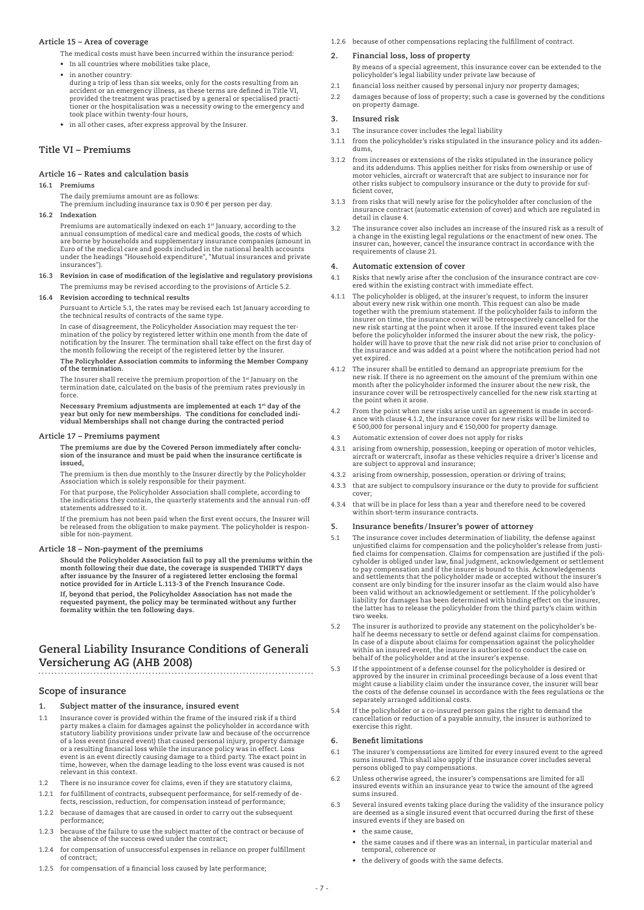### Article 15 – Area of coverage

The medical costs must have been incurred within the insurance period:

- In all countries where mobilities take place,
- in another country:
  during a trip of less than six weeks, only for the costs resulting from an accident or an emergency illness, as these terms are defined in Title VI, provided the treatment was practised by a general or specialised practitioner or the hospitalisation was a necessity owing to the emergency and took place within twenty-four hours,
- in all other cases, after express approval by the Insurer.

## Title VI – Premiums

### Article 16 – Rates and calculation basis

**16.1 Premiums**

The daily premiums amount are as follows:
The premium including insurance tax is 0.90 € per person per day.

**16.2 Indexation**

Premiums are automatically indexed on each 1st January, according to the annual consumption of medical care and medical goods, the costs of which are borne by households and supplementary insurance companies (amount in Euro of the medical care and goods included in the national health accounts under the headings "Household expenditure", "Mutual insurances and private insurances").

**16.3 Revision in case of modification of the legislative and regulatory provisions**

The premiums may be revised according to the provisions of Article 5.2.

**16.4 Revision according to technical results**

Pursuant to Article 5.1, the rates may be revised each 1st January according to the technical results of contracts of the same type.

In case of disagreement, the Policyholder Association may request the termination of the policy by registered letter within one month from the date of notification by the Insurer. The termination shall take effect on the first day of the month following the receipt of the registered letter by the Insurer.

**The Policyholder Association commits to informing the Member Company of the termination.**

The Insurer shall receive the premium proportion of the 1st January on the termination date, calculated on the basis of the premium rates previously in force.

**Necessary Premium adjustments are implemented at each 1st day of the year but only for new memberships. The conditions for concluded individual Memberships shall not change during the contracted period**

### Article 17 – Premiums payment

**The premiums are due by the Covered Person immediately after conclusion of the insurance and must be paid when the insurance certificate is issued,**

The premium is then due monthly to the Insurer directly by the Policyholder Association which is solely responsible for their payment.

For that purpose, the Policyholder Association shall complete, according to the indications they contain, the quarterly statements and the annual run-off statements addressed to it.

If the premium has not been paid when the first event occurs, the Insurer will be released from the obligation to make payment. The policyholder is responsible for non-payment.

### Article 18 – Non-payment of the premiums

**Should the Policyholder Association fail to pay all the premiums within the month following their due date, the coverage is suspended THIRTY days after issuance by the Insurer of a registered letter enclosing the formal notice provided for in Article L.113-3 of the French Insurance Code.**

**If, beyond that period, the Policyholder Association has not made the requested payment, the policy may be terminated without any further formality within the ten following days.**

## General Liability Insurance Conditions of Generali Versicherung AG (AHB 2008)

### Scope of insurance

**1. Subject matter of the insurance, insured event**

1.1 Insurance cover is provided within the frame of the insured risk if a third party makes a claim for damages against the policyholder in accordance with statutory liability provisions under private law and because of the occurrence of a loss event (insured event) that caused personal injury, property damage or a resulting financial loss while the insurance policy was in effect. Loss event is an event directly causing damage to a third party. The exact point in time, however, when the damage leading to the loss event was caused is not relevant in this context.

1.2 There is no insurance cover for claims, even if they are statutory claims,

1.2.1 for fulfillment of contracts, subsequent performance, for self-remedy of defects, rescission, reduction, for compensation instead of performance;

1.2.2 because of damages that are caused in order to carry out the subsequent performance;

1.2.3 because of the failure to use the subject matter of the contract or because of the absence of the success owed under the contract;

1.2.4 for compensation of unsuccessful expenses in reliance on proper fulfillment of contract;

1.2.5 for compensation of a financial loss caused by late performance;

1.2.6 because of other compensations replacing the fulfillment of contract.

**2. Financial loss, loss of property**

By means of a special agreement, this insurance cover can be extended to the policyholder's legal liability under private law because of

2.1 financial loss neither caused by personal injury nor property damages;

2.2 damages because of loss of property; such a case is governed by the conditions on property damage.

**3. Insured risk**

3.1 The insurance cover includes the legal liability

3.1.1 from the policyholder's risks stipulated in the insurance policy and its addendums,

3.1.2 from increases or extensions of the risks stipulated in the insurance policy and its addendums. This applies neither for risks from ownership or use of motor vehicles, aircraft or watercraft that are subject to insurance nor for other risks subject to compulsory insurance or the duty to provide for sufficient cover,

3.1.3 from risks that will newly arise for the policyholder after conclusion of the insurance contract (automatic extension of cover) and which are regulated in detail in clause 4.

3.2 The insurance cover also includes an increase of the insured risk as a result of a change in the existing legal regulations or the enactment of new ones. The insurer can, however, cancel the insurance contract in accordance with the requirements of clause 21.

**4. Automatic extension of cover**

4.1 Risks that newly arise after the conclusion of the insurance contract are covered within the existing contract with immediate effect.

4.1.1 The policyholder is obliged, at the insurer's request, to inform the insurer about every new risk within one month. This request can also be made together with the premium statement. If the policyholder fails to inform the insurer on time, the insurance cover will be retrospectively cancelled for the new risk starting at the point when it arose. If the insured event takes place before the policyholder informed the insurer about the new risk, the policyholder will have to prove that the new risk did not arise prior to conclusion of the insurance and was added at a point where the notification period had not yet expired.

4.1.2 The insurer shall be entitled to demand an appropriate premium for the new risk. If there is no agreement on the amount of the premium within one month after the policyholder informed the insurer about the new risk, the insurance cover will be retrospectively cancelled for the new risk starting at the point when it arose.

4.2 From the point when new risks arise until an agreement is made in accordance with clause 4.1.2, the insurance cover for new risks will be limited to € 500,000 for personal injury and € 150,000 for property damage.

4.3 Automatic extension of cover does not apply for risks

4.3.1 arising from ownership, possession, keeping or operation of motor vehicles, aircraft or watercraft, insofar as these vehicles require a driver's license and are subject to approval and insurance;

4.3.2 arising from ownership, possession, operation or driving of trains;

4.3.3 that are subject to compulsory insurance or the duty to provide for sufficient cover;

4.3.4 that will be in place for less than a year and therefore need to be covered within short-term insurance contracts.

**5. Insurance benefits/Insurer's power of attorney**

5.1 The insurance cover includes determination of liability, the defense against unjustified claims for compensation and the policyholder's release from justified claims for compensation. Claims for compensation are justified if the policyholder is obliged under law, final judgment, acknowledgement or settlement to pay compensation and if the insurer is bound to this. Acknowledgements and settlements that the policyholder made or accepted without the insurer's consent are only binding for the insurer insofar as the claim would also have been valid without an acknowledgement or settlement. If the policyholder's liability for damages has been determined with binding effect on the insurer, the latter has to release the policyholder from the third party's claim within two weeks.

5.2 The insurer is authorized to provide any statement on the policyholder's behalf he deems necessary to settle or defend against claims for compensation. In case of a dispute about claims for compensation against the policyholder within an insured event, the insurer is authorized to conduct the case on behalf of the policyholder and at the insurer's expense.

5.3 If the appointment of a defense counsel for the policyholder is desired or approved by the insurer in criminal proceedings because of a loss event that might cause a liability claim under the insurance cover, the insurer will bear the costs of the defense counsel in accordance with the fees regulations or the separately arranged additional costs.

5.4 If the policyholder or a co-insured person gains the right to demand the cancellation or reduction of a payable annuity, the insurer is authorized to exercise this right.

**6. Benefit limitations**

6.1 The insurer's compensations are limited for every insured event to the agreed sums insured. This shall also apply if the insurance cover includes several persons obliged to pay compensations.

6.2 Unless otherwise agreed, the insurer's compensations are limited for all insured events within an insurance year to twice the amount of the agreed sums insured.

6.3 Several insured events taking place during the validity of the insurance policy are deemed as a single insured event that occurred during the first of these insured events if they are based on

- the same cause,
- the same causes and if there was an internal, in particular material and temporal, coherence or
- the delivery of goods with the same defects.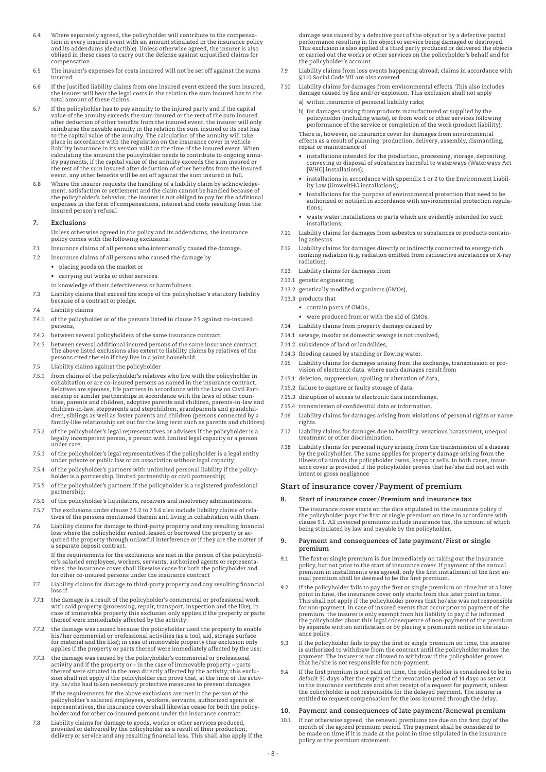6.4 Where separately agreed, the policyholder will contribute to the compensation in every insured event with an amount stipulated in the insurance policy and its addendums (deductible). Unless otherwise agreed, the insurer is also obliged in these cases to carry out the defense against unjustified claims for compensation.

6.5 The insurer's expenses for costs incurred will not be set off against the sums insured.

6.6 If the justified liability claims from one insured event exceed the sum insured, the insurer will bear the legal costs in the relation the sum insured has to the total amount of these claims.

6.7 If the policyholder has to pay annuity to the injured party and if the capital value of the annuity exceeds the sum insured or the rest of the sum insured after deduction of other benefits from the insured event, the insurer will only reimburse the payable annuity in the relation the sum insured or its rest has to the capital value of the annuity. The calculation of the annuity will take place in accordance with the regulation on the insurance cover in vehicle liability insurance in its version valid at the time of the insured event. When calculating the amount the policyholder needs to contribute to ongoing annuity payments, if the capital value of the annuity exceeds the sum insured or the rest of the sum insured after deduction of other benefits from the insured event, any other benefits will be set off against the sum insured in full.

6.8 Where the insurer requests the handling of a liability claim by acknowledgement, satisfaction or settlement and the claim cannot be handled because of the policyholder's behavior, the insurer is not obliged to pay for the additional expenses in the form of compensations, interest and costs resulting from the insured person's refusal

### 7. Exclusions

Unless otherwise agreed in the policy and its addendums, the insurance policy comes with the following exclusions:

7.1 Insurance claims of all persons who intentionally caused the damage.

7.2 Insurance claims of all persons who caused the damage by

- placing goods on the market or
- carrying out works or other services.

in knowledge of their defectiveness or harmfulness.

7.3 Liability claims that exceed the scope of the policyholder's statutory liability because of a contract or pledge.

7.4 Liability claims

7.4.1 of the policyholder or of the persons listed in clause 7.5 against co-insured persons,

7.4.2 between several policyholders of the same insurance contract,

7.4.3 between several additional insured persons of the same insurance contract. The above listed exclusions also extent to liability claims by relatives of the persons cited therein if they live in a joint household.

7.5 Liability claims against the policyholder

7.5.1 from claims of the policyholder's relatives who live with the policyholder in cohabitation or are co-insured persons as named in the insurance contract. Relatives are spouses, life partners in accordance with the Law on Civil Partnership or similar partnerships in accordance with the laws of other countries, parents and children, adoptive parents and children, parents-in-law and children-in-law, stepparents and stepchildren, grandparents and grandchildren, siblings as well as foster parents and children (persons connected by a family-like relationship set out for the long term such as parents and children)

7.5.2 of the policyholder's legal representatives or advisers if the policyholder is a legally incompetent person, a person with limited legal capacity or a person under care;

7.5.3 of the policyholder's legal representatives if the policyholder is a legal entity under private or public law or an association without legal capacity;

7.5.4 of the policyholder's partners with unlimited personal liability if the policyholder is a partnership, limited partnership or civil partnership;

7.5.5 of the policyholder's partners if the policyholder is a registered professional partnership;

7.5.6 of the policyholder's liquidators, receivers and insolvency administrators.

7.5.7 The exclusions under clause 7.5.2 to 7.5.6 also include liability claims of relatives of the persons mentioned therein and living in cohabitation with them.

7.6 Liability claims for damage to third-party property and any resulting financial loss where the policyholder rented, leased or borrowed the property or acquired the property through unlawful interference or if they are the matter of a separate deposit contract.

If the requirements for the exclusions are met in the person of the policyholder's salaried employees, workers, servants, authorized agents or representatives, the insurance cover shall likewise cease for both the policyholder and for other co-insured persons under the insurance contract

7.7 Liability claims for damage to third-party property and any resulting financial loss if

7.7.1 the damage is a result of the policyholder's commercial or professional work with said property (processing, repair, transport, inspection and the like); in case of immovable property this exclusion only applies if the property or parts thereof were immediately affected by the activity;

7.7.2. the damage was caused because the policyholder used the property to enable his/her commercial or professional activities (as a tool, aid, storage surface for material and the like); in case of immovable property this exclusion only applies if the property or parts thereof were immediately affected by the use;

7.7.3 the damage was caused by the policyholder's commercial or professional activity and if the property or – in the case of immovable property – parts thereof were situated in the area directly affected by the activity; this exclusion shall not apply if the policyholder can prove that, at the time of the activity, he/she had taken necessary protective measures to prevent damages.

If the requirements for the above exclusions are met in the person of the policyholder's salaried employees, workers, servants, authorized agents or representatives, the insurance cover shall likewise cease for both the policyholder and for other co-insured persons under the insurance contract.

7.8 Liability claims for damage to goods, works or other services produced, provided or delivered by the policyholder as a result of their production, delivery or service and any resulting financial loss. This shall also apply if the damage was caused by a defective part of the object or by a defective partial performance resulting in the object or service being damaged or destroyed. This exclusion is also applied if a third party produced or delivered the objects or carried out the works or other services on the policyholder's behalf and for the policyholder's account.

7.9 Liability claims from loss events happening abroad; claims in accordance with §110 Social Code VII are also covered.

7.10 Liability claims for damages from environmental effects. This also includes damage caused by fire and/or explosion. This exclusion shall not apply

a) within insurance of personal liability risks;

b) for damages arising from products manufactured or supplied by the policyholder (including waste), or from work or other services following performance of the service or completion of the work (product liability).

There is, however, no insurance cover for damages from environmental effects as a result of planning, production, delivery, assembly, dismantling, repair or maintenance of

- installations intended for the production, processing, storage, depositing, conveying or disposal of substances harmful to waterways (Waterways Act [WHG] installations);
- installations in accordance with appendix 1 or 2 to the Environment Liability Law (UmweltHG installations);
- Installations for the purpose of environmental protection that need to be authorized or notified in accordance with environmental protection regulations;
- waste water installations or parts which are evidently intended for such installations;

7.11 Liability claims for damages from asbestos or substances or products containing asbestos.

7.12 Liability claims for damages directly or indirectly connected to energy-rich ionizing radiation (e. g. radiation emitted from radioactive substances or X-ray radiation).

7.13 Liability claims for damages from

7.13.1 genetic engineering,

7.13.2 genetically modified organisms (GMOs),

7.13.3 products that

- contain parts of GMOs,
- were produced from or with the aid of GMOs.

7.14 Liability claims from property damage caused by

7.14.1 sewage, insofar as domestic sewage is not involved,

7.14.2 subsidence of land or landslides,

7.14.3 flooding caused by standing or flowing water.

7.15 Liability claims for damages arising from the exchange, transmission or provision of electronic data, where such damages result from

7.15.1 deletion, suppression, spoiling or alteration of data,

7.15.2 failure to capture or faulty storage of data,

7.15.3 disruption of access to electronic data interchange,

7.15.4 transmission of confidential data or information.

7.16 Liability claims for damages arising from violations of personal rights or name rights.

7.17 Liability claims for damages due to hostility, vexatious harassment, unequal treatment or other discrimination.

7.18 Liability claims for personal injury arising from the transmission of a disease by the policyholder. The same applies for property damage arising from the illness of animals the policyholder owns, keeps or sells. In both cases, insurance cover is provided if the policyholder proves that he/she did not act with intent or gross negligence

## Start of insurance cover/Payment of premium

### 8. Start of insurance cover/Premium and insurance tax

The insurance cover starts on the date stipulated in the insurance policy if the policyholder pays the first or single premium on time in accordance with clause 9.1. All invoiced premiums include insurance tax, the amount of which being stipulated by law and payable by the policyholder.

### 9. Payment and consequences of late payment/First or single premium

9.1 The first or single premium is due immediately on taking out the insurance policy, but not prior to the start of insurance cover. If payment of the annual premium in installments was agreed, only the first installment of the first annual premium shall be deemed to be the first premium.

9.2 If the policyholder fails to pay the first or single premium on time but at a later point in time, the insurance cover only starts from this later point in time. This shall not apply if the policyholder proves that he/she was not responsible for non-payment. In case of insured events that occur prior to payment of the premium, the insurer is only exempt from his liability to pay if he informed the policyholder about this legal consequence of non-payment of the premium by separate written notification or by placing a prominent notice in the insurance policy.

9.3 If the policyholder fails to pay the first or single premium on time, the insurer is authorized to withdraw from the contract until the policyholder makes the payment. The insurer is not allowed to withdraw if the policyholder proves that he/she is not responsible for non-payment.

9.4 If the first premium is not paid on time, the policyholder is considered to be in default 30 days after the expiry of the revocation period of 14 days as set out in the insurance certificate and after receipt of a request for payment, unless the policyholder is not responsible for the delayed payment. The insurer is entitled to request compensation for the loss incurred through the delay.

### 10. Payment and consequences of late payment/Renewal premium

10.1 If not otherwise agreed, the renewal premiums are due on the first day of the month of the agreed premium period. The payment shall be considered to be made on time if it is made at the point in time stipulated in the insurance policy or the premium statement.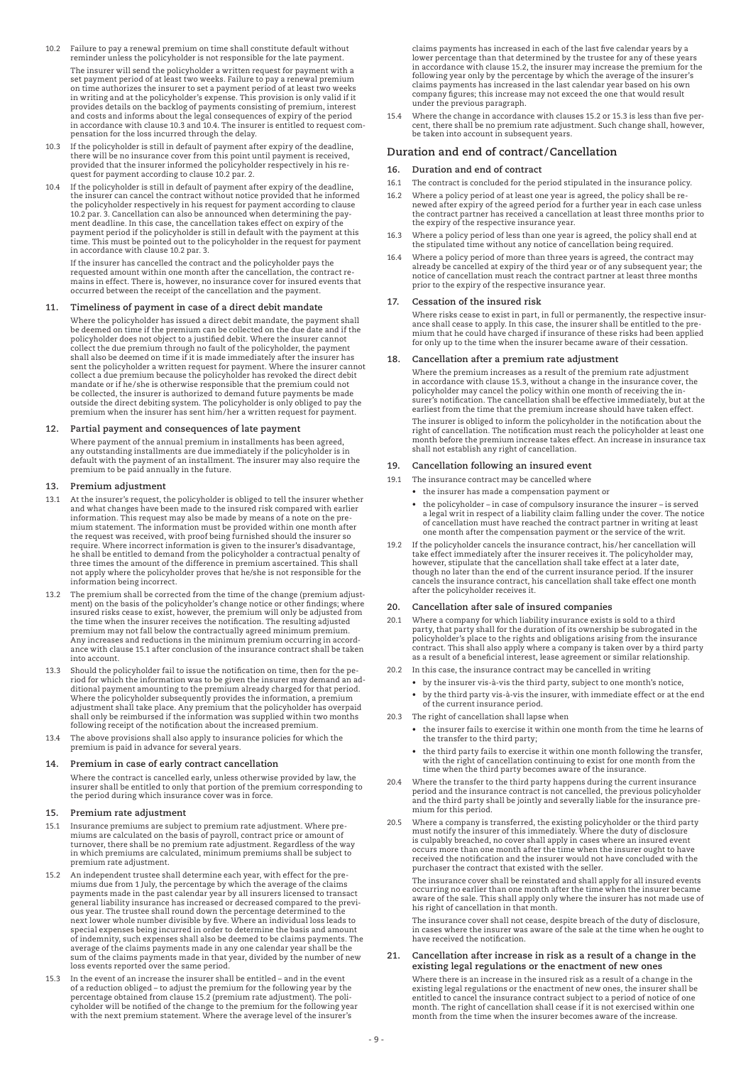10.2 Failure to pay a renewal premium on time shall constitute default without reminder unless the policyholder is not responsible for the late payment.

The insurer will send the policyholder a written request for payment with a set payment period of at least two weeks. Failure to pay a renewal premium on time authorizes the insurer to set a payment period of at least two weeks in writing and at the policyholder's expense. This provision is only valid if it provides details on the backlog of payments consisting of premium, interest and costs and informs about the legal consequences of expiry of the period in accordance with clause 10.3 and 10.4. The insurer is entitled to request compensation for the loss incurred through the delay.

10.3 If the policyholder is still in default of payment after expiry of the deadline, there will be no insurance cover from this point until payment is received, provided that the insurer informed the policyholder respectively in his request for payment according to clause 10.2 par. 2.

10.4 If the policyholder is still in default of payment after expiry of the deadline, the insurer can cancel the contract without notice provided that he informed the policyholder respectively in his request for payment according to clause 10.2 par. 3. Cancellation can also be announced when determining the payment deadline. In this case, the cancellation takes effect on expiry of the payment period if the policyholder is still in default with the payment at this time. This must be pointed out to the policyholder in the request for payment in accordance with clause 10.2 par. 3.

If the insurer has cancelled the contract and the policyholder pays the requested amount within one month after the cancellation, the contract remains in effect. There is, however, no insurance cover for insured events that occurred between the receipt of the cancellation and the payment.

### 11. Timeliness of payment in case of a direct debit mandate

Where the policyholder has issued a direct debit mandate, the payment shall be deemed on time if the premium can be collected on the due date and if the policyholder does not object to a justified debit. Where the insurer cannot collect the due premium through no fault of the policyholder, the payment shall also be deemed on time if it is made immediately after the insurer has sent the policyholder a written request for payment. Where the insurer cannot collect a due premium because the policyholder has revoked the direct debit mandate or if he/she is otherwise responsible that the premium could not be collected, the insurer is authorized to demand future payments be made outside the direct debiting system. The policyholder is only obliged to pay the premium when the insurer has sent him/her a written request for payment.

### 12. Partial payment and consequences of late payment

Where payment of the annual premium in installments has been agreed, any outstanding installments are due immediately if the policyholder is in default with the payment of an installment. The insurer may also require the premium to be paid annually in the future.

### 13. Premium adjustment

13.1 At the insurer's request, the policyholder is obliged to tell the insurer whether and what changes have been made to the insured risk compared with earlier information. This request may also be made by means of a note on the premium statement. The information must be provided within one month after the request was received, with proof being furnished should the insurer so require. Where incorrect information is given to the insurer's disadvantage, he shall be entitled to demand from the policyholder a contractual penalty of three times the amount of the difference in premium ascertained. This shall not apply where the policyholder proves that he/she is not responsible for the information being incorrect.

13.2 The premium shall be corrected from the time of the change (premium adjustment) on the basis of the policyholder's change notice or other findings; where insured risks cease to exist, however, the premium will only be adjusted from the time when the insurer receives the notification. The resulting adjusted premium may not fall below the contractually agreed minimum premium. Any increases and reductions in the minimum premium occurring in accordance with clause 15.1 after conclusion of the insurance contract shall be taken into account.

13.3 Should the policyholder fail to issue the notification on time, then for the period for which the information was to be given the insurer may demand an additional payment amounting to the premium already charged for that period. Where the policyholder subsequently provides the information, a premium adjustment shall take place. Any premium that the policyholder has overpaid shall only be reimbursed if the information was supplied within two months following receipt of the notification about the increased premium.

13.4 The above provisions shall also apply to insurance policies for which the premium is paid in advance for several years.

### 14. Premium in case of early contract cancellation

Where the contract is cancelled early, unless otherwise provided by law, the insurer shall be entitled to only that portion of the premium corresponding to the period during which insurance cover was in force.

### 15. Premium rate adjustment

15.1 Insurance premiums are subject to premium rate adjustment. Where premiums are calculated on the basis of payroll, contract price or amount of turnover, there shall be no premium rate adjustment. Regardless of the way in which premiums are calculated, minimum premiums shall be subject to premium rate adjustment.

15.2 An independent trustee shall determine each year, with effect for the premiums due from 1 July, the percentage by which the average of the claims payments made in the past calendar year by all insurers licensed to transact general liability insurance has increased or decreased compared to the previous year. The trustee shall round down the percentage determined to the next lower whole number divisible by five. Where an individual loss leads to special expenses being incurred in order to determine the basis and amount of indemnity, such expenses shall also be deemed to be claims payments. The average of the claims payments made in any one calendar year shall be the sum of the claims payments made in that year, divided by the number of new loss events reported over the same period.

15.3 In the event of an increase the insurer shall be entitled – and in the event of a reduction obliged – to adjust the premium for the following year by the percentage obtained from clause 15.2 (premium rate adjustment). The policyholder will be notified of the change to the premium for the following year with the next premium statement. Where the average level of the insurer's claims payments has increased in each of the last five calendar years by a lower percentage than that determined by the trustee for any of these years in accordance with clause 15.2, the insurer may increase the premium for the following year only by the percentage by which the average of the insurer's claims payments has increased in the last calendar year based on his own company figures; this increase may not exceed the one that would result under the previous paragraph.

15.4 Where the change in accordance with clauses 15.2 or 15.3 is less than five percent, there shall be no premium rate adjustment. Such change shall, however, be taken into account in subsequent years.

## Duration and end of contract/Cancellation

### 16. Duration and end of contract

16.1 The contract is concluded for the period stipulated in the insurance policy.

16.2 Where a policy period of at least one year is agreed, the policy shall be renewed after expiry of the agreed period for a further year in each case unless the contract partner has received a cancellation at least three months prior to the expiry of the respective insurance year.

16.3 Where a policy period of less than one year is agreed, the policy shall end at the stipulated time without any notice of cancellation being required.

16.4 Where a policy period of more than three years is agreed, the contract may already be cancelled at expiry of the third year or of any subsequent year; the notice of cancellation must reach the contract partner at least three months prior to the expiry of the respective insurance year.

### 17. Cessation of the insured risk

Where risks cease to exist in part, in full or permanently, the respective insurance shall cease to apply. In this case, the insurer shall be entitled to the premium that he could have charged if insurance of these risks had been applied for only up to the time when the insurer became aware of their cessation.

### 18. Cancellation after a premium rate adjustment

Where the premium increases as a result of the premium rate adjustment in accordance with clause 15.3, without a change in the insurance cover, the policyholder may cancel the policy within one month of receiving the insurer's notification. The cancellation shall be effective immediately, but at the earliest from the time that the premium increase should have taken effect.

The insurer is obliged to inform the policyholder in the notification about the right of cancellation. The notification must reach the policyholder at least one month before the premium increase takes effect. An increase in insurance tax shall not establish any right of cancellation.

### 19. Cancellation following an insured event

19.1 The insurance contract may be cancelled where

- the insurer has made a compensation payment or
- the policyholder – in case of compulsory insurance the insurer – is served a legal writ in respect of a liability claim falling under the cover. The notice of cancellation must have reached the contract partner in writing at least one month after the compensation payment or the service of the writ.

19.2 If the policyholder cancels the insurance contract, his/her cancellation will take effect immediately after the insurer receives it. The policyholder may, however, stipulate that the cancellation shall take effect at a later date, though no later than the end of the current insurance period. If the insurer cancels the insurance contract, his cancellation shall take effect one month after the policyholder receives it.

### 20. Cancellation after sale of insured companies

20.1 Where a company for which liability insurance exists is sold to a third party, that party shall for the duration of its ownership be subrogated in the policyholder's place to the rights and obligations arising from the insurance contract. This shall also apply where a company is taken over by a third party as a result of a beneficial interest, lease agreement or similar relationship.

20.2 In this case, the insurance contract may be cancelled in writing

- by the insurer vis-à-vis the third party, subject to one month's notice,
- by the third party vis-à-vis the insurer, with immediate effect or at the end of the current insurance period.

20.3 The right of cancellation shall lapse when

- the insurer fails to exercise it within one month from the time he learns of the transfer to the third party;
- the third party fails to exercise it within one month following the transfer, with the right of cancellation continuing to exist for one month from the time when the third party becomes aware of the insurance.

20.4 Where the transfer to the third party happens during the current insurance period and the insurance contract is not cancelled, the previous policyholder and the third party shall be jointly and severally liable for the insurance premium for this period.

20.5 Where a company is transferred, the existing policyholder or the third party must notify the insurer of this immediately. Where the duty of disclosure is culpably breached, no cover shall apply in cases where an insured event occurs more than one month after the time when the insurer ought to have received the notification and the insurer would not have concluded with the purchaser the contract that existed with the seller.

The insurance cover shall be reinstated and shall apply for all insured events occurring no earlier than one month after the time when the insurer became aware of the sale. This shall apply only where the insurer has not made use of his right of cancellation in that month.

The insurance cover shall not cease, despite breach of the duty of disclosure, in cases where the insurer was aware of the sale at the time when he ought to have received the notification.

### 21. Cancellation after increase in risk as a result of a change in the existing legal regulations or the enactment of new ones

Where there is an increase in the insured risk as a result of a change in the existing legal regulations or the enactment of new ones, the insurer shall be entitled to cancel the insurance contract subject to a period of notice of one month. The right of cancellation shall cease if it is not exercised within one month from the time when the insurer becomes aware of the increase.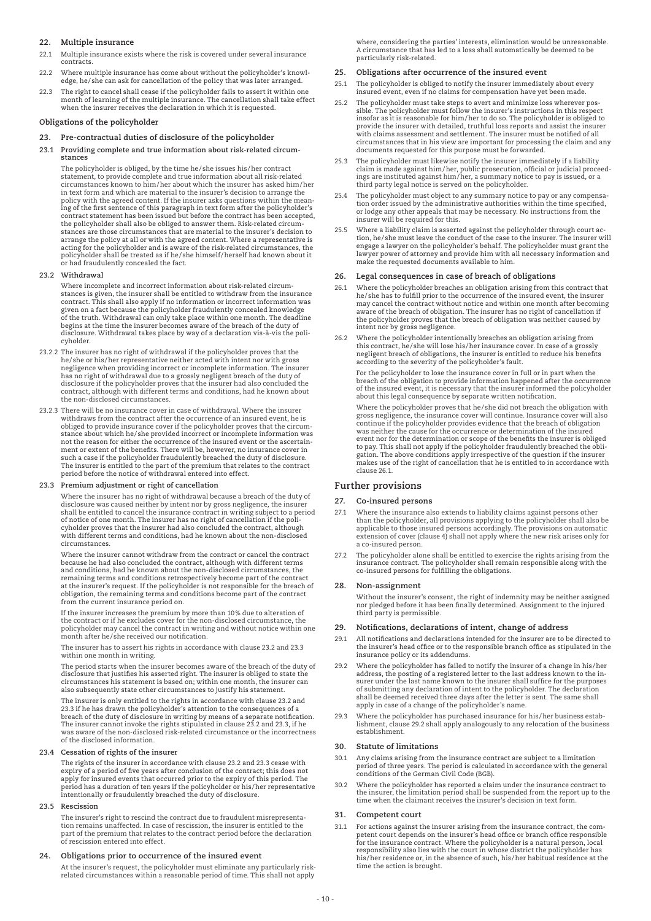## 22. Multiple insurance

22.1 Multiple insurance exists where the risk is covered under several insurance contracts.

22.2 Where multiple insurance has come about without the policyholder's knowledge, he/she can ask for cancellation of the policy that was later arranged.

22.3 The right to cancel shall cease if the policyholder fails to assert it within one month of learning of the multiple insurance. The cancellation shall take effect when the insurer receives the declaration in which it is requested.

### Obligations of the policyholder

## 23. Pre-contractual duties of disclosure of the policyholder

### 23.1 Providing complete and true information about risk-related circumstances

The policyholder is obliged, by the time he/she issues his/her contract statement, to provide complete and true information about all risk-related circumstances known to him/her about which the insurer has asked him/her in text form and which are material to the insurer's decision to arrange the policy with the agreed content. If the insurer asks questions within the meaning of the first sentence of this paragraph in text form after the policyholder's contract statement has been issued but before the contract has been accepted, the policyholder shall also be obliged to answer them. Risk-related circumstances are those circumstances that are material to the insurer's decision to arrange the policy at all or with the agreed content. Where a representative is acting for the policyholder and is aware of the risk-related circumstances, the policyholder shall be treated as if he/she himself/herself had known about it or had fraudulently concealed the fact.

### 23.2 Withdrawal

Where incomplete and incorrect information about risk-related circumstances is given, the insurer shall be entitled to withdraw from the insurance contract. This shall also apply if no information or incorrect information was given on a fact because the policyholder fraudulently concealed knowledge of the truth. Withdrawal can only take place within one month. The deadline begins at the time the insurer becomes aware of the breach of the duty of disclosure. Withdrawal takes place by way of a declaration vis-à-vis the policyholder.

23.2.2 The insurer has no right of withdrawal if the policyholder proves that the he/she or his/her representative neither acted with intent nor with gross negligence when providing incorrect or incomplete information. The insurer has no right of withdrawal due to a grossly negligent breach of the duty of disclosure if the policyholder proves that the insurer had also concluded the contract, although with different terms and conditions, had he known about the non-disclosed circumstances.

23.2.3 There will be no insurance cover in case of withdrawal. Where the insurer withdraws from the contract after the occurrence of an insured event, he is obliged to provide insurance cover if the policyholder proves that the circumstance about which he/she provided incorrect or incomplete information was not the reason for either the occurrence of the insured event or the ascertainment or extent of the benefits. There will be, however, no insurance cover in such a case if the policyholder fraudulently breached the duty of disclosure. The insurer is entitled to the part of the premium that relates to the contract period before the notice of withdrawal entered into effect.

### 23.3 Premium adjustment or right of cancellation

Where the insurer has no right of withdrawal because a breach of the duty of disclosure was caused neither by intent nor by gross negligence, the insurer shall be entitled to cancel the insurance contract in writing subject to a period of notice of one month. The insurer has no right of cancellation if the policyholder proves that the insurer had also concluded the contract, although with different terms and conditions, had he known about the non-disclosed circumstances.

Where the insurer cannot withdraw from the contract or cancel the contract because he had also concluded the contract, although with different terms and conditions, had he known about the non-disclosed circumstances, the remaining terms and conditions retrospectively become part of the contract at the insurer's request. If the policyholder is not responsible for the breach of obligation, the remaining terms and conditions become part of the contract from the current insurance period on.

If the insurer increases the premium by more than 10% due to alteration of the contract or if he excludes cover for the non-disclosed circumstance, the policyholder may cancel the contract in writing and without notice within one month after he/she received our notification.

The insurer has to assert his rights in accordance with clause 23.2 and 23.3 within one month in writing.

The period starts when the insurer becomes aware of the breach of the duty of disclosure that justifies his asserted right. The insurer is obliged to state the circumstances his statement is based on; within one month, the insurer can also subsequently state other circumstances to justify his statement.

The insurer is only entitled to the rights in accordance with clause 23.2 and 23.3 if he has drawn the policyholder's attention to the consequences of a breach of the duty of disclosure in writing by means of a separate notification. The insurer cannot invoke the rights stipulated in clause 23.2 and 23.3, if he was aware of the non-disclosed risk-related circumstance or the incorrectness of the disclosed information.

### 23.4 Cessation of rights of the insurer

The rights of the insurer in accordance with clause 23.2 and 23.3 cease with expiry of a period of five years after conclusion of the contract; this does not apply for insured events that occurred prior to the expiry of this period. The period has a duration of ten years if the policyholder or his/her representative intentionally or fraudulently breached the duty of disclosure.

### 23.5 Rescission

The insurer's right to rescind the contract due to fraudulent misrepresentation remains unaffected. In case of rescission, the insurer is entitled to the part of the premium that relates to the contract period before the declaration of rescission entered into effect.

## 24. Obligations prior to occurrence of the insured event

At the insurer's request, the policyholder must eliminate any particularly risk-related circumstances within a reasonable period of time. This shall not apply where, considering the parties' interests, elimination would be unreasonable. A circumstance that has led to a loss shall automatically be deemed to be particularly risk-related.

## 25. Obligations after occurrence of the insured event

25.1 The policyholder is obliged to notify the insurer immediately about every insured event, even if no claims for compensation have yet been made.

25.2 The policyholder must take steps to avert and minimize loss wherever possible. The policyholder must follow the insurer's instructions in this respect insofar as it is reasonable for him/her to do so. The policyholder is obliged to provide the insurer with detailed, truthful loss reports and assist the insurer with claims assessment and settlement. The insurer must be notified of all circumstances that in his view are important for processing the claim and any documents requested for this purpose must be forwarded.

25.3 The policyholder must likewise notify the insurer immediately if a liability claim is made against him/her, public prosecution, official or judicial proceedings are instituted against him/her, a summary notice to pay is issued, or a third party legal notice is served on the policyholder.

25.4 The policyholder must object to any summary notice to pay or any compensation order issued by the administrative authorities within the time specified, or lodge any other appeals that may be necessary. No instructions from the insurer will be required for this.

25.5 Where a liability claim is asserted against the policyholder through court action, he/she must leave the conduct of the case to the insurer. The insurer will engage a lawyer on the policyholder's behalf. The policyholder must grant the lawyer power of attorney and provide him with all necessary information and make the requested documents available to him.

## 26. Legal consequences in case of breach of obligations

26.1 Where the policyholder breaches an obligation arising from this contract that he/she has to fulfill prior to the occurrence of the insured event, the insurer may cancel the contract without notice and within one month after becoming aware of the breach of obligation. The insurer has no right of cancellation if the policyholder proves that the breach of obligation was neither caused by intent nor by gross negligence.

26.2 Where the policyholder intentionally breaches an obligation arising from this contract, he/she will lose his/her insurance cover. In case of a grossly negligent breach of obligations, the insurer is entitled to reduce his benefits according to the severity of the policyholder's fault.

For the policyholder to lose the insurance cover in full or in part when the breach of the obligation to provide information happened after the occurrence of the insured event, it is necessary that the insurer informed the policyholder about this legal consequence by separate written notification.

Where the policyholder proves that he/she did not breach the obligation with gross negligence, the insurance cover will continue. Insurance cover will also continue if the policyholder provides evidence that the breach of obligation was neither the cause for the occurrence or determination of the insured event nor for the determination or scope of the benefits the insurer is obliged to pay. This shall not apply if the policyholder fraudulently breached the obligation. The above conditions apply irrespective of the question if the insurer makes use of the right of cancellation that he is entitled to in accordance with clause 26.1.

# Further provisions

## 27. Co-insured persons

27.1 Where the insurance also extends to liability claims against persons other than the policyholder, all provisions applying to the policyholder shall also be applicable to those insured persons accordingly. The provisions on automatic extension of cover (clause 4) shall not apply where the new risk arises only for a co-insured person.

27.2 The policyholder alone shall be entitled to exercise the rights arising from the insurance contract. The policyholder shall remain responsible along with the co-insured persons for fulfilling the obligations.

## 28. Non-assignment

Without the insurer's consent, the right of indemnity may be neither assigned nor pledged before it has been finally determined. Assignment to the injured third party is permissible.

## 29. Notifications, declarations of intent, change of address

29.1 All notifications and declarations intended for the insurer are to be directed to the insurer's head office or to the responsible branch office as stipulated in the insurance policy or its addendums.

29.2 Where the policyholder has failed to notify the insurer of a change in his/her address, the posting of a registered letter to the last address known to the insurer under the last name known to the insurer shall suffice for the purposes of submitting any declaration of intent to the policyholder. The declaration shall be deemed received three days after the letter is sent. The same shall apply in case of a change of the policyholder's name.

29.3 Where the policyholder has purchased insurance for his/her business establishment, clause 29.2 shall apply analogously to any relocation of the business establishment.

## 30. Statute of limitations

30.1 Any claims arising from the insurance contract are subject to a limitation period of three years. The period is calculated in accordance with the general conditions of the German Civil Code (BGB).

30.2 Where the policyholder has reported a claim under the insurance contract to the insurer, the limitation period shall be suspended from the report up to the time when the claimant receives the insurer's decision in text form.

## 31. Competent court

31.1 For actions against the insurer arising from the insurance contract, the competent court depends on the insurer's head office or branch office responsible for the insurance contract. Where the policyholder is a natural person, local responsibility also lies with the court in whose district the policyholder has his/her residence or, in the absence of such, his/her habitual residence at the time the action is brought.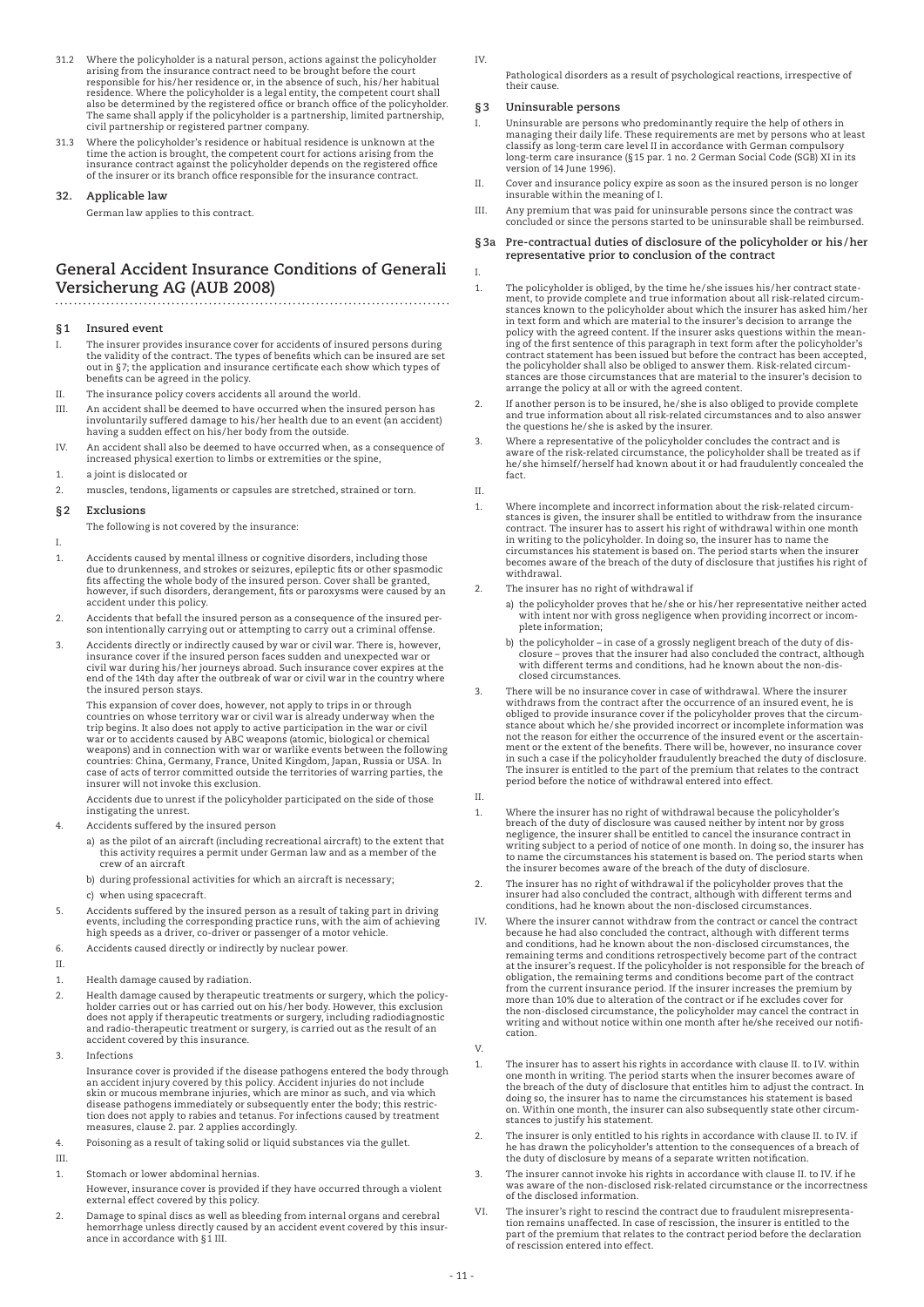31.2 Where the policyholder is a natural person, actions against the policyholder arising from the insurance contract need to be brought before the court responsible for his/her residence or, in the absence of such, his/her habitual residence. Where the policyholder is a legal entity, the competent court shall also be determined by the registered office or branch office of the policyholder. The same shall apply if the policyholder is a partnership, limited partnership, civil partnership or registered partner company.

31.3 Where the policyholder's residence or habitual residence is unknown at the time the action is brought, the competent court for actions arising from the insurance contract against the policyholder depends on the registered office of the insurer or its branch office responsible for the insurance contract.

### 32. Applicable law

German law applies to this contract.

## General Accident Insurance Conditions of Generali Versicherung AG (AUB 2008)

### § 1 Insured event

I. The insurer provides insurance cover for accidents of insured persons during the validity of the contract. The types of benefits which can be insured are set out in § 7; the application and insurance certificate each show which types of benefits can be agreed in the policy.

II. The insurance policy covers accidents all around the world.

III. An accident shall be deemed to have occurred when the insured person has involuntarily suffered damage to his/her health due to an event (an accident) having a sudden effect on his/her body from the outside.

IV. An accident shall also be deemed to have occurred when, as a consequence of increased physical exertion to limbs or extremities or the spine,

1. a joint is dislocated or
2. muscles, tendons, ligaments or capsules are stretched, strained or torn.

### § 2 Exclusions

The following is not covered by the insurance:

I.

1. Accidents caused by mental illness or cognitive disorders, including those due to drunkenness, and strokes or seizures, epileptic fits or other spasmodic fits affecting the whole body of the insured person. Cover shall be granted, however, if such disorders, derangement, fits or paroxysms were caused by an accident under this policy.
2. Accidents that befall the insured person as a consequence of the insured person intentionally carrying out or attempting to carry out a criminal offense.
3. Accidents directly or indirectly caused by war or civil war. There is, however, insurance cover if the insured person faces sudden and unexpected war or civil war during his/her journeys abroad. Such insurance cover expires at the end of the 14th day after the outbreak of war or civil war in the country where the insured person stays.

   This expansion of cover does, however, not apply to trips in or through countries on whose territory war or civil war is already underway when the trip begins. It also does not apply to active participation in the war or civil war or to accidents caused by ABC weapons (atomic, biological or chemical weapons) and in connection with war or warlike events between the following countries: China, Germany, France, United Kingdom, Japan, Russia or USA. In case of acts of terror committed outside the territories of warring parties, the insurer will not invoke this exclusion.

   Accidents due to unrest if the policyholder participated on the side of those instigating the unrest.
4. Accidents suffered by the insured person
   a) as the pilot of an aircraft (including recreational aircraft) to the extent that this activity requires a permit under German law and as a member of the crew of an aircraft
   b) during professional activities for which an aircraft is necessary;
   c) when using spacecraft.
5. Accidents suffered by the insured person as a result of taking part in driving events, including the corresponding practice runs, with the aim of achieving high speeds as a driver, co-driver or passenger of a motor vehicle.
6. Accidents caused directly or indirectly by nuclear power.

II.

1. Health damage caused by radiation.
2. Health damage caused by therapeutic treatments or surgery, which the policyholder carries out or has carried out on his/her body. However, this exclusion does not apply if therapeutic treatments or surgery, including radiodiagnostic and radio-therapeutic treatment or surgery, is carried out as the result of an accident covered by this insurance.
3. Infections

   Insurance cover is provided if the disease pathogens entered the body through an accident injury covered by this policy. Accident injuries do not include skin or mucous membrane injuries, which are minor as such, and via which disease pathogens immediately or subsequently enter the body; this restriction does not apply to rabies and tetanus. For infections caused by treatment measures, clause 2. par. 2 applies accordingly.
4. Poisoning as a result of taking solid or liquid substances via the gullet.

III.

1. Stomach or lower abdominal hernias.

   However, insurance cover is provided if they have occurred through a violent external effect covered by this policy.
2. Damage to spinal discs as well as bleeding from internal organs and cerebral hemorrhage unless directly caused by an accident event covered by this insurance in accordance with § 1 III.

IV.

Pathological disorders as a result of psychological reactions, irrespective of their cause.

### § 3 Uninsurable persons

I. Uninsurable are persons who predominantly require the help of others in managing their daily life. These requirements are met by persons who at least classify as long-term care level II in accordance with German compulsory long-term care insurance (§ 15 par. 1 no. 2 German Social Code (SGB) XI in its version of 14 June 1996).

II. Cover and insurance policy expire as soon as the insured person is no longer insurable within the meaning of I.

III. Any premium that was paid for uninsurable persons since the contract was concluded or since the persons started to be uninsurable shall be reimbursed.

### § 3a Pre-contractual duties of disclosure of the policyholder or his/her representative prior to conclusion of the contract

I.

1. The policyholder is obliged, by the time he/she issues his/her contract statement, to provide complete and true information about all risk-related circumstances known to the policyholder about which the insurer has asked him/her in text form and which are material to the insurer's decision to arrange the policy with the agreed content. If the insurer asks questions within the meaning of the first sentence of this paragraph in text form after the policyholder's contract statement has been issued but before the contract has been accepted, the policyholder shall also be obliged to answer them. Risk-related circumstances are those circumstances that are material to the insurer's decision to arrange the policy at all or with the agreed content.
2. If another person is to be insured, he/she is also obliged to provide complete and true information about all risk-related circumstances and to also answer the questions he/she is asked by the insurer.
3. Where a representative of the policyholder concludes the contract and is aware of the risk-related circumstance, the policyholder shall be treated as if he/she himself/herself had known about it or had fraudulently concealed the fact.

II.

1. Where incomplete and incorrect information about the risk-related circumstances is given, the insurer shall be entitled to withdraw from the insurance contract. The insurer has to assert his right of withdrawal within one month in writing to the policyholder. In doing so, the insurer has to name the circumstances his statement is based on. The period starts when the insurer becomes aware of the breach of the duty of disclosure that justifies his right of withdrawal.
2. The insurer has no right of withdrawal if
   a) the policyholder proves that he/she or his/her representative neither acted with intent nor with gross negligence when providing incorrect or incomplete information;
   b) the policyholder – in case of a grossly negligent breach of the duty of disclosure – proves that the insurer had also concluded the contract, although with different terms and conditions, had he known about the non-disclosed circumstances.
3. There will be no insurance cover in case of withdrawal. Where the insurer withdraws from the contract after the occurrence of an insured event, he is obliged to provide insurance cover if the policyholder proves that the circumstance about which he/she provided incorrect or incomplete information was not the reason for either the occurrence of the insured event or the ascertainment or the extent of the benefits. There will be, however, no insurance cover in such a case if the policyholder fraudulently breached the duty of disclosure. The insurer is entitled to the part of the premium that relates to the contract period before the notice of withdrawal entered into effect.

II.

1. Where the insurer has no right of withdrawal because the policyholder's breach of the duty of disclosure was caused neither by intent nor by gross negligence, the insurer shall be entitled to cancel the insurance contract in writing subject to a period of notice of one month. In doing so, the insurer has to name the circumstances his statement is based on. The period starts when the insurer becomes aware of the breach of the duty of disclosure.
2. The insurer has no right of withdrawal if the policyholder proves that the insurer had also concluded the contract, although with different terms and conditions, had he known about the non-disclosed circumstances.

IV. Where the insurer cannot withdraw from the contract or cancel the contract because he had also concluded the contract, although with different terms and conditions, had he known about the non-disclosed circumstances, the remaining terms and conditions retrospectively become part of the contract at the insurer's request. If the policyholder is not responsible for the breach of obligation, the remaining terms and conditions become part of the contract from the current insurance period. If the insurer increases the premium by more than 10% due to alteration of the contract or if he excludes cover for the non-disclosed circumstance, the policyholder may cancel the contract in writing and without notice within one month after he/she received our notification.

V.

1. The insurer has to assert his rights in accordance with clause II. to IV. within one month in writing. The period starts when the insurer becomes aware of the breach of the duty of disclosure that entitles him to adjust the contract. In doing so, the insurer has to name the circumstances his statement is based on. Within one month, the insurer can also subsequently state other circumstances to justify his statement.
2. The insurer is only entitled to his rights in accordance with clause II. to IV. if he has drawn the policyholder's attention to the consequences of a breach of the duty of disclosure by means of a separate written notification.
3. The insurer cannot invoke his rights in accordance with clause II. to IV. if he was aware of the non-disclosed risk-related circumstance or the incorrectness of the disclosed information.

VI. The insurer's right to rescind the contract due to fraudulent misrepresentation remains unaffected. In case of rescission, the insurer is entitled to the part of the premium that relates to the contract period before the declaration of rescission entered into effect.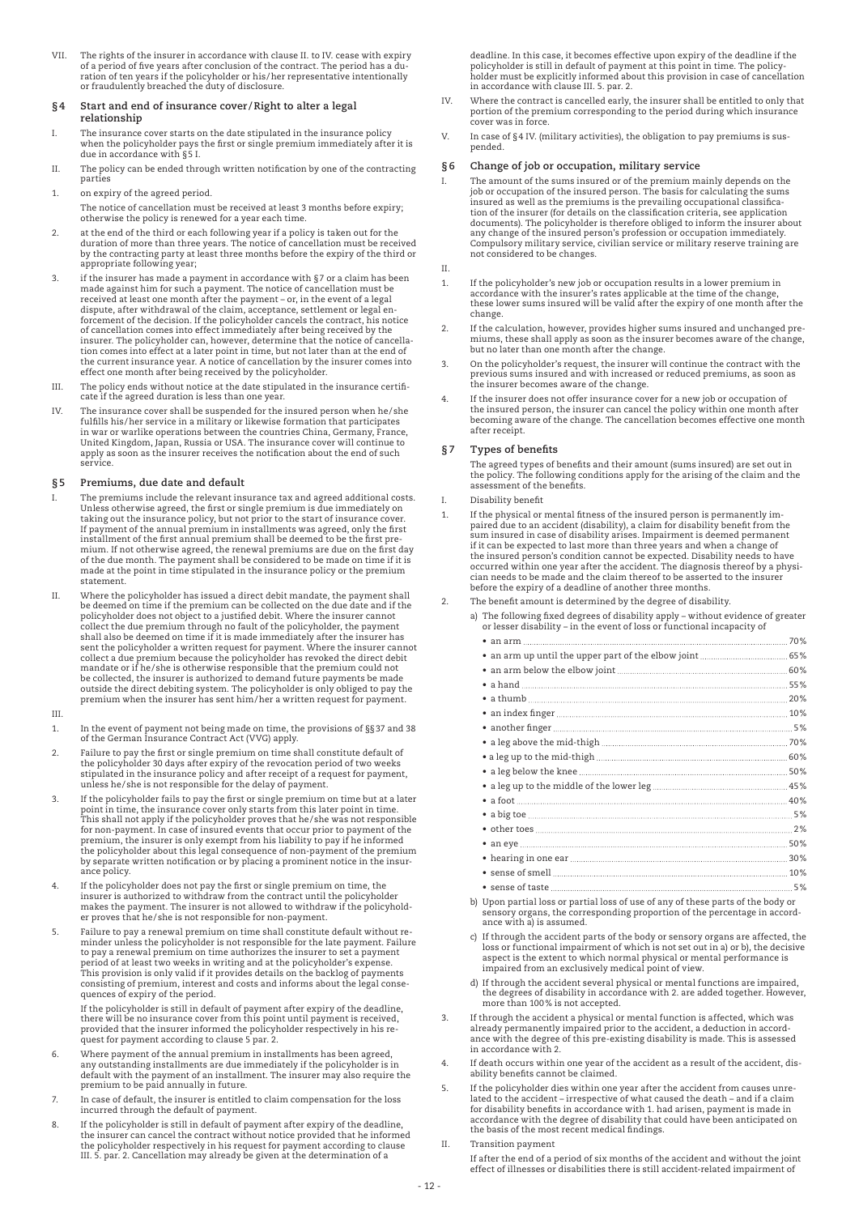VII. The rights of the insurer in accordance with clause II. to IV. cease with expiry of a period of five years after conclusion of the contract. The period has a duration of ten years if the policyholder or his/her representative intentionally or fraudulently breached the duty of disclosure.

## §4 Start and end of insurance cover/Right to alter a legal relationship

I. The insurance cover starts on the date stipulated in the insurance policy when the policyholder pays the first or single premium immediately after it is due in accordance with §5 I.

II. The policy can be ended through written notification by one of the contracting parties

1. on expiry of the agreed period.

   The notice of cancellation must be received at least 3 months before expiry; otherwise the policy is renewed for a year each time.

2. at the end of the third or each following year if a policy is taken out for the duration of more than three years. The notice of cancellation must be received by the contracting party at least three months before the expiry of the third or appropriate following year;

3. if the insurer has made a payment in accordance with §7 or a claim has been made against him for such a payment. The notice of cancellation must be received at least one month after the payment – or, in the event of a legal dispute, after withdrawal of the claim, acceptance, settlement or legal enforcement of the decision. If the policyholder cancels the contract, his notice of cancellation comes into effect immediately after being received by the insurer. The policyholder can, however, determine that the notice of cancellation comes into effect at a later point in time, but not later than at the end of the current insurance year. A notice of cancellation by the insurer comes into effect one month after being received by the policyholder.

III. The policy ends without notice at the date stipulated in the insurance certificate if the agreed duration is less than one year.

IV. The insurance cover shall be suspended for the insured person when he/she fulfills his/her service in a military or likewise formation that participates in war or warlike operations between the countries China, Germany, France, United Kingdom, Japan, Russia or USA. The insurance cover will continue to apply as soon as the insurer receives the notification about the end of such service.

## §5 Premiums, due date and default

I. The premiums include the relevant insurance tax and agreed additional costs. Unless otherwise agreed, the first or single premium is due immediately on taking out the insurance policy, but not prior to the start of insurance cover. If payment of the annual premium in installments was agreed, only the first installment of the first annual premium shall be deemed to be the first premium. If not otherwise agreed, the renewal premiums are due on the first day of the due month. The payment shall be considered to be made on time if it is made at the point in time stipulated in the insurance policy or the premium statement.

II. Where the policyholder has issued a direct debit mandate, the payment shall be deemed on time if the premium can be collected on the due date and if the policyholder does not object to a justified debit. Where the insurer cannot collect the due premium through no fault of the policyholder, the payment shall also be deemed on time if it is made immediately after the insurer has sent the policyholder a written request for payment. Where the insurer cannot collect a due premium because the policyholder has revoked the direct debit mandate or if he/she is otherwise responsible that the premium could not be collected, the insurer is authorized to demand future payments be made outside the direct debiting system. The policyholder is only obliged to pay the premium when the insurer has sent him/her a written request for payment.

III.

1. In the event of payment not being made on time, the provisions of §§37 and 38 of the German Insurance Contract Act (VVG) apply.

2. Failure to pay the first or single premium on time shall constitute default of the policyholder 30 days after expiry of the revocation period of two weeks stipulated in the insurance policy and after receipt of a request for payment, unless he/she is not responsible for the delay of payment.

3. If the policyholder fails to pay the first or single premium on time but at a later point in time, the insurance cover only starts from this later point in time. This shall not apply if the policyholder proves that he/she was not responsible for non-payment. In case of insured events that occur prior to payment of the premium, the insurer is only exempt from his liability to pay if he informed the policyholder about this legal consequence of non-payment of the premium by separate written notification or by placing a prominent notice in the insurance policy.

4. If the policyholder does not pay the first or single premium on time, the insurer is authorized to withdraw from the contract until the policyholder makes the payment. The insurer is not allowed to withdraw if the policyholder proves that he/she is not responsible for non-payment.

5. Failure to pay a renewal premium on time shall constitute default without reminder unless the policyholder is not responsible for the late payment. Failure to pay a renewal premium on time authorizes the insurer to set a payment period of at least two weeks in writing and at the policyholder's expense. This provision is only valid if it provides details on the backlog of payments consisting of premium, interest and costs and informs about the legal consequences of expiry of the period.

   If the policyholder is still in default of payment after expiry of the deadline, there will be no insurance cover from this point until payment is received, provided that the insurer informed the policyholder respectively in his request for payment according to clause 5 par. 2.

6. Where payment of the annual premium in installments has been agreed, any outstanding installments are due immediately if the policyholder is in default with the payment of an installment. The insurer may also require the premium to be paid annually in future.

7. In case of default, the insurer is entitled to claim compensation for the loss incurred through the default of payment.

8. If the policyholder is still in default of payment after expiry of the deadline, the insurer can cancel the contract without notice provided that he informed the policyholder respectively in his request for payment according to clause III. 5. par. 2. Cancellation may already be given at the determination of a deadline. In this case, it becomes effective upon expiry of the deadline if the policyholder is still in default of payment at this point in time. The policyholder must be explicitly informed about this provision in case of cancellation in accordance with clause III. 5. par. 2.

IV. Where the contract is cancelled early, the insurer shall be entitled to only that portion of the premium corresponding to the period during which insurance cover was in force.

V. In case of §4 IV. (military activities), the obligation to pay premiums is suspended.

## §6 Change of job or occupation, military service

I. The amount of the sums insured or of the premium mainly depends on the job or occupation of the insured person. The basis for calculating the sums insured as well as the premiums is the prevailing occupational classification of the insurer (for details on the classification criteria, see application documents). The policyholder is therefore obliged to inform the insurer about any change of the insured person's profession or occupation immediately. Compulsory military service, civilian service or military reserve training are not considered to be changes.

II.

1. If the policyholder's new job or occupation results in a lower premium in accordance with the insurer's rates applicable at the time of the change, these lower sums insured will be valid after the expiry of one month after the change.

2. If the calculation, however, provides higher sums insured and unchanged premiums, these shall apply as soon as the insurer becomes aware of the change, but no later than one month after the change.

3. On the policyholder's request, the insurer will continue the contract with the previous sums insured and with increased or reduced premiums, as soon as the insurer becomes aware of the change.

4. If the insurer does not offer insurance cover for a new job or occupation of the insured person, the insurer can cancel the policy within one month after becoming aware of the change. The cancellation becomes effective one month after receipt.

## §7 Types of benefits

The agreed types of benefits and their amount (sums insured) are set out in the policy. The following conditions apply for the arising of the claim and the assessment of the benefits.

I. Disability benefit

1. If the physical or mental fitness of the insured person is permanently impaired due to an accident (disability), a claim for disability benefit from the sum insured in case of disability arises. Impairment is deemed permanent if it can be expected to last more than three years and when a change of the insured person's condition cannot be expected. Disability needs to have occurred within one year after the accident. The diagnosis thereof by a physician needs to be made and the claim thereof to be asserted to the insurer before the expiry of a deadline of another three months.

2. The benefit amount is determined by the degree of disability.

   a) The following fixed degrees of disability apply – without evidence of greater or lesser disability – in the event of loss or functional incapacity of

   - an arm ... 70%
   - an arm up until the upper part of the elbow joint ... 65%
   - an arm below the elbow joint ... 60%
   - a hand ... 55%
   - a thumb ... 20%
   - an index finger ... 10%
   - another finger ... 5%
   - a leg above the mid-thigh ... 70%
   - a leg up to the mid-thigh ... 60%
   - a leg below the knee ... 50%
   - a leg up to the middle of the lower leg ... 45%
   - a foot ... 40%
   - a big toe ... 5%
   - other toes ... 2%
   - an eye ... 50%
   - hearing in one ear ... 30%
   - sense of smell ... 10%
   - sense of taste ... 5%

   b) Upon partial loss or partial loss of use of any of these parts of the body or sensory organs, the corresponding proportion of the percentage in accordance with a) is assumed.

   c) If through the accident parts of the body or sensory organs are affected, the loss or functional impairment of which is not set out in a) or b), the decisive aspect is the extent to which normal physical or mental performance is impaired from an exclusively medical point of view.

   d) If through the accident several physical or mental functions are impaired, the degrees of disability in accordance with 2. are added together. However, more than 100% is not accepted.

3. If through the accident a physical or mental function is affected, which was already permanently impaired prior to the accident, a deduction in accordance with the degree of this pre-existing disability is made. This is assessed in accordance with 2.

4. If death occurs within one year of the accident as a result of the accident, disability benefits cannot be claimed.

5. If the policyholder dies within one year after the accident from causes unrelated to the accident – irrespective of what caused the death – and if a claim for disability benefits in accordance with 1. had arisen, payment is made in accordance with the degree of disability that could have been anticipated on the basis of the most recent medical findings.

II. Transition payment

If after the end of a period of six months of the accident and without the joint effect of illnesses or disabilities there is still accident-related impairment of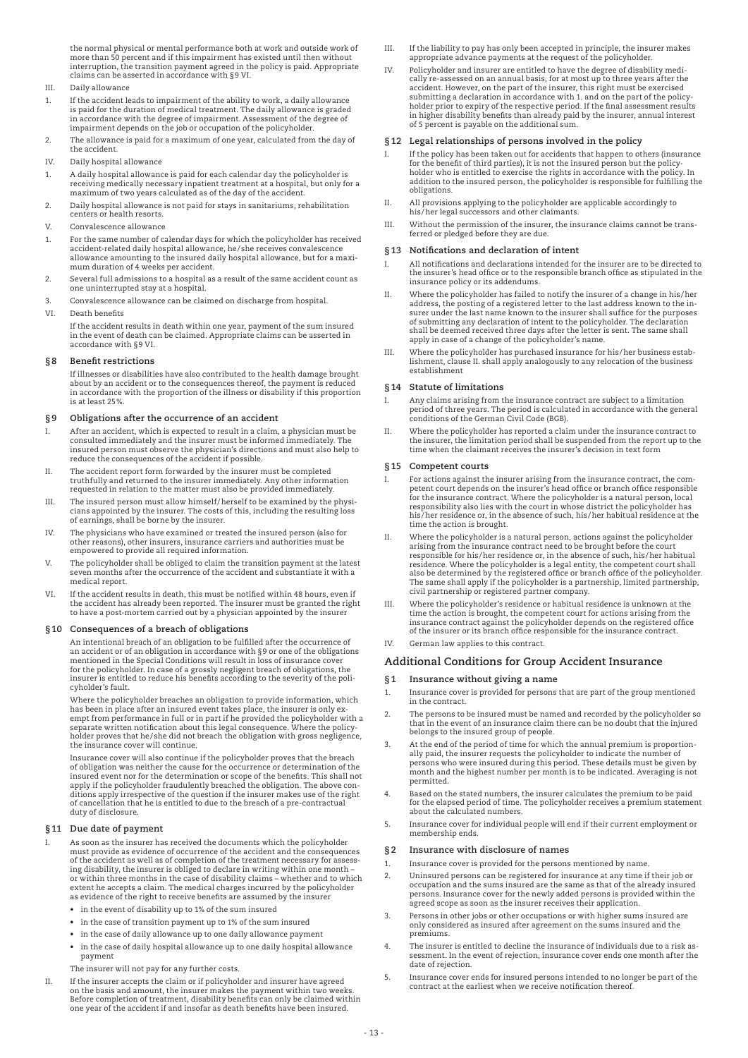the normal physical or mental performance both at work and outside work of more than 50 percent and if this impairment has existed until then without interruption, the transition payment agreed in the policy is paid. Appropriate claims can be asserted in accordance with §9 VI.

III. Daily allowance

1. If the accident leads to impairment of the ability to work, a daily allowance is paid for the duration of medical treatment. The daily allowance is graded in accordance with the degree of impairment. Assessment of the degree of impairment depends on the job or occupation of the policyholder.
2. The allowance is paid for a maximum of one year, calculated from the day of the accident.

IV. Daily hospital allowance

1. A daily hospital allowance is paid for each calendar day the policyholder is receiving medically necessary inpatient treatment at a hospital, but only for a maximum of two years calculated as of the day of the accident.
2. Daily hospital allowance is not paid for stays in sanitariums, rehabilitation centers or health resorts.

V. Convalescence allowance

1. For the same number of calendar days for which the policyholder has received accident-related daily hospital allowance, he/she receives convalescence allowance amounting to the insured daily hospital allowance, but for a maximum duration of 4 weeks per accident.
2. Several full admissions to a hospital as a result of the same accident count as one uninterrupted stay at a hospital.
3. Convalescence allowance can be claimed on discharge from hospital.

VI. Death benefits

If the accident results in death within one year, payment of the sum insured in the event of death can be claimed. Appropriate claims can be asserted in accordance with §9 VI.

## §8 Benefit restrictions

If illnesses or disabilities have also contributed to the health damage brought about by an accident or to the consequences thereof, the payment is reduced in accordance with the proportion of the illness or disability if this proportion is at least 25%.

## §9 Obligations after the occurrence of an accident

I. After an accident, which is expected to result in a claim, a physician must be consulted immediately and the insurer must be informed immediately. The insured person must observe the physician's directions and must also help to reduce the consequences of the accident if possible.

II. The accident report form forwarded by the insurer must be completed truthfully and returned to the insurer immediately. Any other information requested in relation to the matter must also be provided immediately.

III. The insured person must allow himself/herself to be examined by the physicians appointed by the insurer. The costs of this, including the resulting loss of earnings, shall be borne by the insurer.

IV. The physicians who have examined or treated the insured person (also for other reasons), other insurers, insurance carriers and authorities must be empowered to provide all required information.

V. The policyholder shall be obliged to claim the transition payment at the latest seven months after the occurrence of the accident and substantiate it with a medical report.

VI. If the accident results in death, this must be notified within 48 hours, even if the accident has already been reported. The insurer must be granted the right to have a post-mortem carried out by a physician appointed by the insurer

## §10 Consequences of a breach of obligations

An intentional breach of an obligation to be fulfilled after the occurrence of an accident or of an obligation in accordance with §9 or one of the obligations mentioned in the Special Conditions will result in loss of insurance cover for the policyholder. In case of a grossly negligent breach of obligations, the insurer is entitled to reduce his benefits according to the severity of the policyholder's fault.

Where the policyholder breaches an obligation to provide information, which has been in place after an insured event takes place, the insurer is only exempt from performance in full or in part if he provided the policyholder with a separate written notification about this legal consequence. Where the policyholder proves that he/she did not breach the obligation with gross negligence, the insurance cover will continue.

Insurance cover will also continue if the policyholder proves that the breach of obligation was neither the cause for the occurrence or determination of the insured event nor for the determination or scope of the benefits. This shall not apply if the policyholder fraudulently breached the obligation. The above conditions apply irrespective of the question if the insurer makes use of the right of cancellation that he is entitled to due to the breach of a pre-contractual duty of disclosure.

## §11 Due date of payment

I. As soon as the insurer has received the documents which the policyholder must provide as evidence of occurrence of the accident and the consequences of the accident as well as of completion of the treatment necessary for assessing disability, the insurer is obliged to declare in writing within one month – or within three months in the case of disability claims – whether and to which extent he accepts a claim. The medical charges incurred by the policyholder as evidence of the right to receive benefits are assumed by the insurer
   - in the event of disability up to 1% of the sum insured
   - in the case of transition payment up to 1% of the sum insured
   - in the case of daily allowance up to one daily allowance payment
   - in the case of daily hospital allowance up to one daily hospital allowance payment

   The insurer will not pay for any further costs.

II. If the insurer accepts the claim or if policyholder and insurer have agreed on the basis and amount, the insurer makes the payment within two weeks. Before completion of treatment, disability benefits can only be claimed within one year of the accident if and insofar as death benefits have been insured.

III. If the liability to pay has only been accepted in principle, the insurer makes appropriate advance payments at the request of the policyholder.

IV. Policyholder and insurer are entitled to have the degree of disability medically re-assessed on an annual basis, for at most up to three years after the accident. However, on the part of the insurer, this right must be exercised submitting a declaration in accordance with 1. and on the part of the policyholder prior to expiry of the respective period. If the final assessment results in higher disability benefits than already paid by the insurer, annual interest of 5 percent is payable on the additional sum.

## §12 Legal relationships of persons involved in the policy

I. If the policy has been taken out for accidents that happen to others (insurance for the benefit of third parties), it is not the insured person but the policyholder who is entitled to exercise the rights in accordance with the policy. In addition to the insured person, the policyholder is responsible for fulfilling the obligations.

II. All provisions applying to the policyholder are applicable accordingly to his/her legal successors and other claimants.

III. Without the permission of the insurer, the insurance claims cannot be transferred or pledged before they are due.

## §13 Notifications and declaration of intent

I. All notifications and declarations intended for the insurer are to be directed to the insurer's head office or to the responsible branch office as stipulated in the insurance policy or its addendums.

II. Where the policyholder has failed to notify the insurer of a change in his/her address, the posting of a registered letter to the last address known to the insurer under the last name known to the insurer shall suffice for the purposes of submitting any declaration of intent to the policyholder. The declaration shall be deemed received three days after the letter is sent. The same shall apply in case of a change of the policyholder's name.

III. Where the policyholder has purchased insurance for his/her business establishment, clause II. shall apply analogously to any relocation of the business establishment

## §14 Statute of limitations

I. Any claims arising from the insurance contract are subject to a limitation period of three years. The period is calculated in accordance with the general conditions of the German Civil Code (BGB).

II. Where the policyholder has reported a claim under the insurance contract to the insurer, the limitation period shall be suspended from the report up to the time when the claimant receives the insurer's decision in text form

## §15 Competent courts

I. For actions against the insurer arising from the insurance contract, the competent court depends on the insurer's head office or branch office responsible for the insurance contract. Where the policyholder is a natural person, local responsibility also lies with the court in whose district the policyholder has his/her residence or, in the absence of such, his/her habitual residence at the time the action is brought.

II. Where the policyholder is a natural person, actions against the policyholder arising from the insurance contract need to be brought before the court responsible for his/her residence or, in the absence of such, his/her habitual residence. Where the policyholder is a legal entity, the competent court shall also be determined by the registered office or branch office of the policyholder. The same shall apply if the policyholder is a partnership, limited partnership, civil partnership or registered partner company.

III. Where the policyholder's residence or habitual residence is unknown at the time the action is brought, the competent court for actions arising from the insurance contract against the policyholder depends on the registered office of the insurer or its branch office responsible for the insurance contract.

IV. German law applies to this contract.

# Additional Conditions for Group Accident Insurance

## §1 Insurance without giving a name

1. Insurance cover is provided for persons that are part of the group mentioned in the contract.
2. The persons to be insured must be named and recorded by the policyholder so that in the event of an insurance claim there can be no doubt that the injured belongs to the insured group of people.
3. At the end of the period of time for which the annual premium is proportionally paid, the insurer requests the policyholder to indicate the number of persons who were insured during this period. These details must be given by month and the highest number per month is to be indicated. Averaging is not permitted.
4. Based on the stated numbers, the insurer calculates the premium to be paid for the elapsed period of time. The policyholder receives a premium statement about the calculated numbers.
5. Insurance cover for individual people will end if their current employment or membership ends.

## §2 Insurance with disclosure of names

1. Insurance cover is provided for the persons mentioned by name.
2. Uninsured persons can be registered for insurance at any time if their job or occupation and the sums insured are the same as that of the already insured persons. Insurance cover for the newly added persons is provided within the agreed scope as soon as the insurer receives their application.
3. Persons in other jobs or other occupations or with higher sums insured are only considered as insured after agreement on the sums insured and the premiums.
4. The insurer is entitled to decline the insurance of individuals due to a risk assessment. In the event of rejection, insurance cover ends one month after the date of rejection.
5. Insurance cover ends for insured persons intended to no longer be part of the contract at the earliest when we receive notification thereof.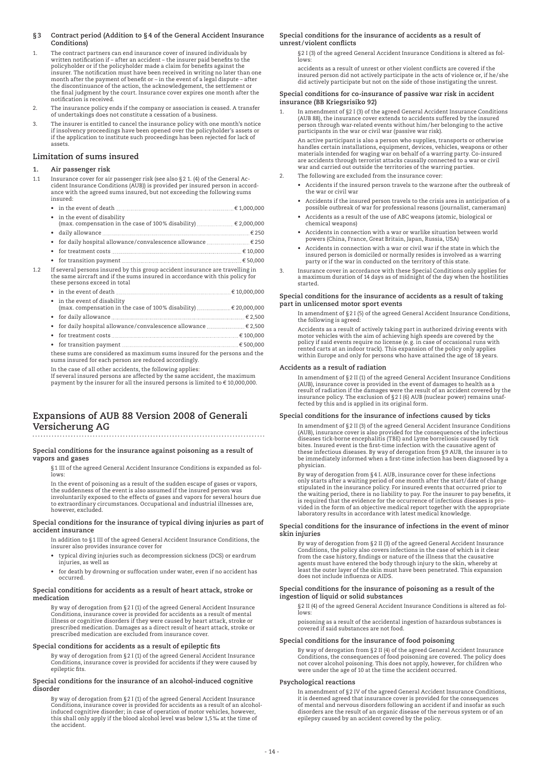## §3 Contract period (Addition to §4 of the General Accident Insurance Conditions)

1. The contract partners can end insurance cover of insured individuals by written notification if – after an accident – the insurer paid benefits to the policyholder or if the policyholder made a claim for benefits against the insurer. The notification must have been received in writing no later than one month after the payment of benefit or – in the event of a legal dispute – after the discontinuance of the action, the acknowledgement, the settlement or the final judgment by the court. Insurance cover expires one month after the notification is received.
2. The insurance policy ends if the company or association is ceased. A transfer of undertakings does not constitute a cessation of a business.
3. The insurer is entitled to cancel the insurance policy with one month's notice if insolvency proceedings have been opened over the policyholder's assets or if the application to institute such proceedings has been rejected for lack of assets.

## Limitation of sums insured

### 1. Air passenger risk

1.1 Insurance cover for air passenger risk (see also §2 1. (4) of the General Accident Insurance Conditions (AUB)) is provided per insured person in accordance with the agreed sums insured, but not exceeding the following sums insured:

- in the event of death ........ € 1,000,000
- in the event of disability (max. compensation in the case of 100% disability) ........ € 2,000,000
- daily allowance ........ € 250
- for daily hospital allowance/convalescence allowance ........ € 250
- for treatment costs ........ € 10,000
- for transition payment ........ € 50,000

1.2 If several persons insured by this group accident insurance are travelling in the same aircraft and if the sums insured in accordance with this policy for these persons exceed in total

- in the event of death ........ € 10,000,000
- in the event of disability (max. compensation in the case of 100% disability) ........ € 20,000,000
- for daily allowance ........ € 2,500
- for daily hospital allowance/convalescence allowance ........ € 2,500
- for treatment costs ........ € 100,000
- for transition payment ........ € 500,000

these sums are considered as maximum sums insured for the persons and the sums insured for each person are reduced accordingly.

In the case of all other accidents, the following applies:
If several insured persons are affected by the same accident, the maximum payment by the insurer for all the insured persons is limited to € 10,000,000.

# Expansions of AUB 88 Version 2008 of Generali Versicherung AG

### Special conditions for the insurance against poisoning as a result of vapors and gases

§1 III of the agreed General Accident Insurance Conditions is expanded as follows:

In the event of poisoning as a result of the sudden escape of gases or vapors, the suddenness of the event is also assumed if the insured person was involuntarily exposed to the effects of gases and vapors for several hours due to extraordinary circumstances. Occupational and industrial illnesses are, however, excluded.

### Special conditions for the insurance of typical diving injuries as part of accident insurance

In addition to §1 III of the agreed General Accident Insurance Conditions, the insurer also provides insurance cover for

- typical diving injuries such as decompression sickness (DCS) or eardrum injuries, as well as
- for death by drowning or suffocation under water, even if no accident has occurred.

### Special conditions for accidents as a result of heart attack, stroke or medication

By way of derogation from §2 I (1) of the agreed General Accident Insurance Conditions, insurance cover is provided for accidents as a result of mental illness or cognitive disorders if they were caused by heart attack, stroke or prescribed medication. Damages as a direct result of heart attack, stroke or prescribed medication are excluded from insurance cover.

### Special conditions for accidents as a result of epileptic fits

By way of derogation from §2 I (1) of the agreed General Accident Insurance Conditions, insurance cover is provided for accidents if they were caused by epileptic fits.

### Special conditions for the insurance of an alcohol-induced cognitive disorder

By way of derogation from §2 I (1) of the agreed General Accident Insurance Conditions, insurance cover is provided for accidents as a result of an alcohol-induced cognitive disorder; in case of operation of motor vehicles, however, this shall only apply if the blood alcohol level was below 1,5‰ at the time of the accident.

### Special conditions for the insurance of accidents as a result of unrest/violent conflicts

§2 I (3) of the agreed General Accident Insurance Conditions is altered as follows:

accidents as a result of unrest or other violent conflicts are covered if the insured person did not actively participate in the acts of violence or, if he/she did actively participate but not on the side of those instigating the unrest.

### Special conditions for co-insurance of passive war risk in accident insurance (BB Kriegsrisiko 92)

1. In amendment of §2 I (3) of the agreed General Accident Insurance Conditions (AUB 88), the insurance cover extends to accidents suffered by the insured person through war-related events without him/her belonging to the active participants in the war or civil war (passive war risk).

   An active participant is also a person who supplies, transports or otherwise handles certain installations, equipment, devices, vehicles, weapons or other materials intended for waging war on behalf of a warring party. Co-insured are accidents through terrorist attacks causally connected to a war or civil war and carried out outside the territories of the warring parties.
2. The following are excluded from the insurance cover:
   - Accidents if the insured person travels to the warzone after the outbreak of the war or civil war
   - Accidents if the insured person travels to the crisis area in anticipation of a possible outbreak of war for professional reasons (journalist, cameraman)
   - Accidents as a result of the use of ABC weapons (atomic, biological or chemical weapons)
   - Accidents in connection with a war or warlike situation between world powers (China, France, Great Britain, Japan, Russia, USA)
   - Accidents in connection with a war or civil war if the state in which the insured person is domiciled or normally resides is involved as a warring party or if the war in conducted on the territory of this state.
3. Insurance cover in accordance with these Special Conditions only applies for a maximum duration of 14 days as of midnight of the day when the hostilities started.

### Special conditions for the insurance of accidents as a result of taking part in unlicensed motor sport events

In amendment of §2 I (5) of the agreed General Accident Insurance Conditions, the following is agreed:

Accidents as a result of actively taking part in authorized driving events with motor vehicles with the aim of achieving high speeds are covered by the policy if said events require no license (e.g. in case of occasional runs with rented carts at an indoor track). This expansion of the policy only applies within Europe and only for persons who have attained the age of 18 years.

### Accidents as a result of radiation

In amendment of §2 II (1) of the agreed General Accident Insurance Conditions (AUB), insurance cover is provided in the event of damages to health as a result of radiation if the damages were the result of an accident covered by the insurance policy. The exclusion of §2 I (6) AUB (nuclear power) remains unaffected by this and is applied in its original form.

### Special conditions for the insurance of infections caused by ticks

In amendment of §2 II (3) of the agreed General Accident Insurance Conditions (AUB), insurance cover is also provided for the consequences of the infectious diseases tick-borne encephalitis (TBE) and Lyme borreliosis caused by tick bites. Insured event is the first-time infection with the causative agent of these infectious diseases. By way of derogation from §9 AUB, the insurer is to be immediately informed when a first-time infection has been diagnosed by a physician.

By way of derogation from §4 I. AUB, insurance cover for these infections only starts after a waiting period of one month after the start/date of change stipulated in the insurance policy. For insured events that occurred prior to the waiting period, there is no liability to pay. For the insurer to pay benefits, it is required that the evidence for the occurrence of infectious diseases is provided in the form of an objective medical report together with the appropriate laboratory results in accordance with latest medical knowledge.

### Special conditions for the insurance of infections in the event of minor skin injuries

By way of derogation from §2 II (3) of the agreed General Accident Insurance Conditions, the policy also covers infections in the case of which is it clear from the case history, findings or nature of the illness that the causative agents must have entered the body through injury to the skin, whereby at least the outer layer of the skin must have been penetrated. This expansion does not include influenza or AIDS.

### Special conditions for the insurance of poisoning as a result of the ingestion of liquid or solid substances

§2 II (4) of the agreed General Accident Insurance Conditions is altered as follows:

poisoning as a result of the accidental ingestion of hazardous substances is covered if said substances are not food.

### Special conditions for the insurance of food poisoning

By way of derogation from §2 II (4) of the agreed General Accident Insurance Conditions, the consequences of food poisoning are covered. The policy does not cover alcohol poisoning. This does not apply, however, for children who were under the age of 10 at the time the accident occurred.

### Psychological reactions

In amendment of §2 IV of the agreed General Accident Insurance Conditions, it is deemed agreed that insurance cover is provided for the consequences of mental and nervous disorders following an accident if and insofar as such disorders are the result of an organic disease of the nervous system or of an epilepsy caused by an accident covered by the policy.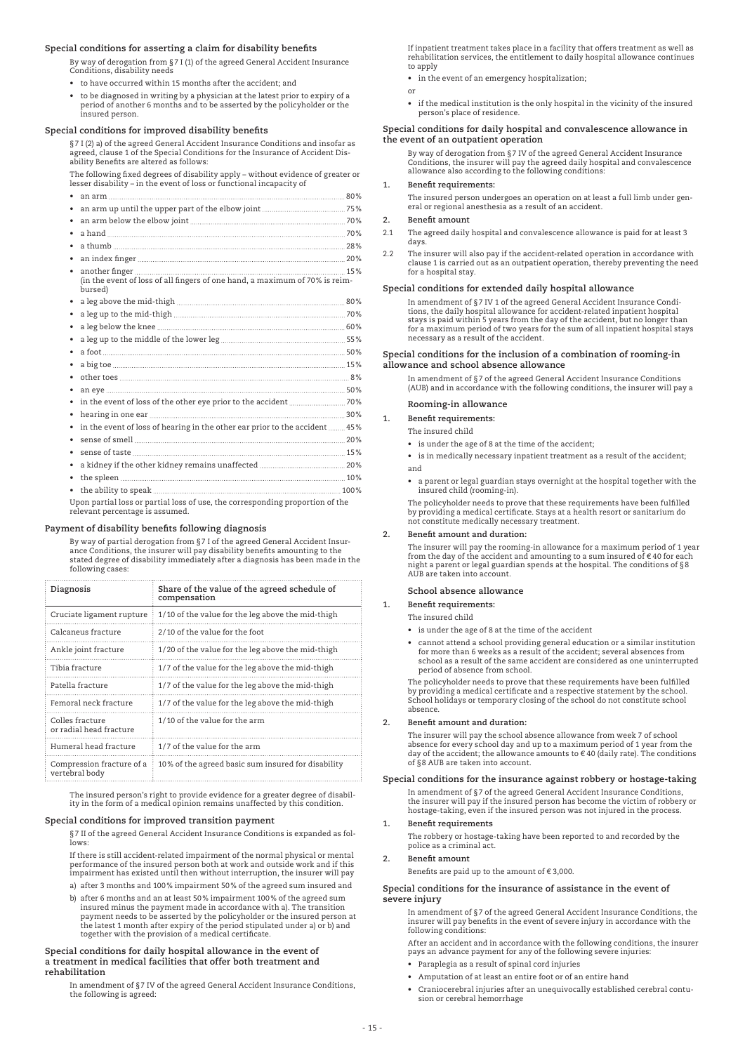## Special conditions for asserting a claim for disability benefits

By way of derogation from §7 I (1) of the agreed General Accident Insurance Conditions, disability needs

- to have occurred within 15 months after the accident; and
- to be diagnosed in writing by a physician at the latest prior to expiry of a period of another 6 months and to be asserted by the policyholder or the insured person.

## Special conditions for improved disability benefits

§7 I (2) a) of the agreed General Accident Insurance Conditions and insofar as agreed, clause 1 of the Special Conditions for the Insurance of Accident Disability Benefits are altered as follows:

The following fixed degrees of disability apply – without evidence of greater or lesser disability – in the event of loss or functional incapacity of

- an arm ... 80%
- an arm up until the upper part of the elbow joint ... 75%
- an arm below the elbow joint ... 70%
- a hand ... 70%
- a thumb ... 28%
- an index finger ... 20%
- another finger ... 15%
  (in the event of loss of all fingers of one hand, a maximum of 70% is reimbursed)
- a leg above the mid-thigh ... 80%
- a leg up to the mid-thigh ... 70%
- a leg below the knee ... 60%
- a leg up to the middle of the lower leg ... 55%
- a foot ... 50%
- a big toe ... 15%
- other toes ... 8%
- an eye ... 50%
- in the event of loss of the other eye prior to the accident ... 70%
- hearing in one ear ... 30%
- in the event of loss of hearing in the other ear prior to the accident ... 45%
- sense of smell ... 20%
- sense of taste ... 15%
- a kidney if the other kidney remains unaffected ... 20%
- the spleen ... 10%
- the ability to speak ... 100%

Upon partial loss or partial loss of use, the corresponding proportion of the relevant percentage is assumed.

## Payment of disability benefits following diagnosis

By way of partial derogation from §7 I of the agreed General Accident Insurance Conditions, the insurer will pay disability benefits amounting to the stated degree of disability immediately after a diagnosis has been made in the following cases:

| Diagnosis | Share of the value of the agreed schedule of compensation |
|---|---|
| Cruciate ligament rupture | 1/10 of the value for the leg above the mid-thigh |
| Calcaneus fracture | 2/10 of the value for the foot |
| Ankle joint fracture | 1/20 of the value for the leg above the mid-thigh |
| Tibia fracture | 1/7 of the value for the leg above the mid-thigh |
| Patella fracture | 1/7 of the value for the leg above the mid-thigh |
| Femoral neck fracture | 1/7 of the value for the leg above the mid-thigh |
| Colles fracture or radial head fracture | 1/10 of the value for the arm |
| Humeral head fracture | 1/7 of the value for the arm |
| Compression fracture of a vertebral body | 10% of the agreed basic sum insured for disability |

The insured person's right to provide evidence for a greater degree of disability in the form of a medical opinion remains unaffected by this condition.

## Special conditions for improved transition payment

§7 II of the agreed General Accident Insurance Conditions is expanded as follows:

If there is still accident-related impairment of the normal physical or mental performance of the insured person both at work and outside work and if this impairment has existed until then without interruption, the insurer will pay

a) after 3 months and 100% impairment 50% of the agreed sum insured and

b) after 6 months and an at least 50% impairment 100% of the agreed sum insured minus the payment made in accordance with a). The transition payment needs to be asserted by the policyholder or the insured person at the latest 1 month after expiry of the period stipulated under a) or b) and together with the provision of a medical certificate.

## Special conditions for daily hospital allowance in the event of a treatment in medical facilities that offer both treatment and rehabilitation

In amendment of §7 IV of the agreed General Accident Insurance Conditions, the following is agreed:

If inpatient treatment takes place in a facility that offers treatment as well as rehabilitation services, the entitlement to daily hospital allowance continues to apply

- in the event of an emergency hospitalization;

or

- if the medical institution is the only hospital in the vicinity of the insured person's place of residence.

## Special conditions for daily hospital and convalescence allowance in the event of an outpatient operation

By way of derogation from §7 IV of the agreed General Accident Insurance Conditions, the insurer will pay the agreed daily hospital and convalescence allowance also according to the following conditions:

1. **Benefit requirements:**

The insured person undergoes an operation on at least a full limb under general or regional anesthesia as a result of an accident.

2. **Benefit amount**

2.1 The agreed daily hospital and convalescence allowance is paid for at least 3 days.

2.2 The insurer will also pay if the accident-related operation in accordance with clause 1 is carried out as an outpatient operation, thereby preventing the need for a hospital stay.

## Special conditions for extended daily hospital allowance

In amendment of §7 IV 1 of the agreed General Accident Insurance Conditions, the daily hospital allowance for accident-related inpatient hospital stays is paid within 5 years from the day of the accident, but no longer than for a maximum period of two years for the sum of all inpatient hospital stays necessary as a result of the accident.

## Special conditions for the inclusion of a combination of rooming-in allowance and school absence allowance

In amendment of §7 of the agreed General Accident Insurance Conditions (AUB) and in accordance with the following conditions, the insurer will pay a

### Rooming-in allowance

1. **Benefit requirements:**

The insured child

- is under the age of 8 at the time of the accident;
- is in medically necessary inpatient treatment as a result of the accident;

and

- a parent or legal guardian stays overnight at the hospital together with the insured child (rooming-in).

The policyholder needs to prove that these requirements have been fulfilled by providing a medical certificate. Stays at a health resort or sanitarium do not constitute medically necessary treatment.

2. **Benefit amount and duration:**

The insurer will pay the rooming-in allowance for a maximum period of 1 year from the day of the accident and amounting to a sum insured of € 40 for each night a parent or legal guardian spends at the hospital. The conditions of §8 AUB are taken into account.

### School absence allowance

1. **Benefit requirements:**

The insured child

- is under the age of 8 at the time of the accident
- cannot attend a school providing general education or a similar institution for more than 6 weeks as a result of the accident; several absences from school as a result of the same accident are considered as one uninterrupted period of absence from school.

The policyholder needs to prove that these requirements have been fulfilled by providing a medical certificate and a respective statement by the school. School holidays or temporary closing of the school do not constitute school absence.

2. **Benefit amount and duration:**

The insurer will pay the school absence allowance from week 7 of school absence for every school day and up to a maximum period of 1 year from the day of the accident; the allowance amounts to € 40 (daily rate). The conditions of §8 AUB are taken into account.

## Special conditions for the insurance against robbery or hostage-taking

In amendment of §7 of the agreed General Accident Insurance Conditions, the insurer will pay if the insured person has become the victim of robbery or hostage-taking, even if the insured person was not injured in the process.

1. **Benefit requirements**

The robbery or hostage-taking have been reported to and recorded by the police as a criminal act.

2. **Benefit amount**

Benefits are paid up to the amount of € 3,000.

## Special conditions for the insurance of assistance in the event of severe injury

In amendment of §7 of the agreed General Accident Insurance Conditions, the insurer will pay benefits in the event of severe injury in accordance with the following conditions:

After an accident and in accordance with the following conditions, the insurer pays an advance payment for any of the following severe injuries:

- Paraplegia as a result of spinal cord injuries
- Amputation of at least an entire foot or of an entire hand
- Craniocerebral injuries after an unequivocally established cerebral contusion or cerebral hemorrhage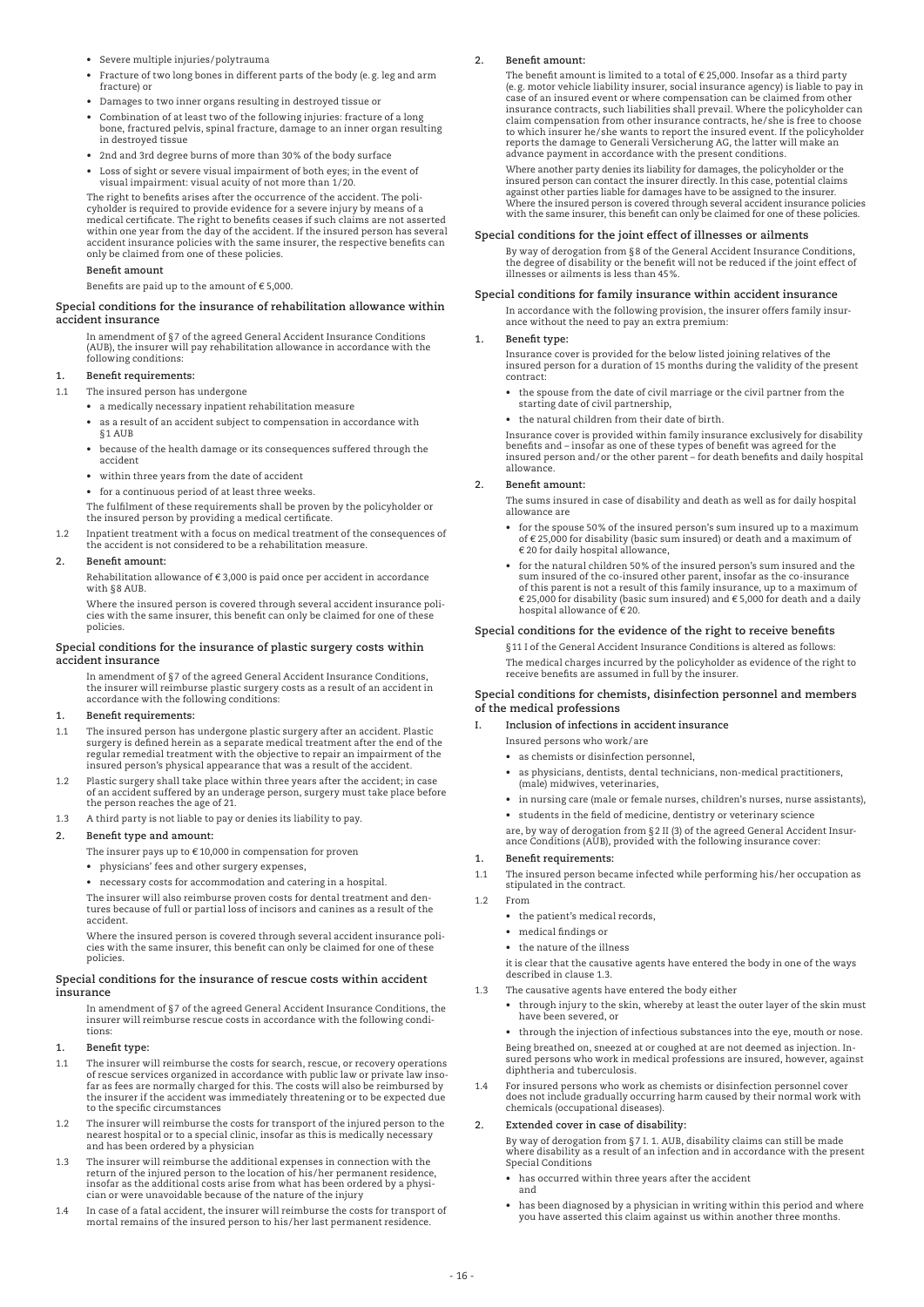- Severe multiple injuries/polytrauma
- Fracture of two long bones in different parts of the body (e. g. leg and arm fracture) or
- Damages to two inner organs resulting in destroyed tissue or
- Combination of at least two of the following injuries: fracture of a long bone, fractured pelvis, spinal fracture, damage to an inner organ resulting in destroyed tissue
- 2nd and 3rd degree burns of more than 30% of the body surface
- Loss of sight or severe visual impairment of both eyes; in the event of visual impairment: visual acuity of not more than 1/20.

The right to benefits arises after the occurrence of the accident. The policyholder is required to provide evidence for a severe injury by means of a medical certificate. The right to benefits ceases if such claims are not asserted within one year from the day of the accident. If the insured person has several accident insurance policies with the same insurer, the respective benefits can only be claimed from one of these policies.

**Benefit amount**

Benefits are paid up to the amount of € 5,000.

### Special conditions for the insurance of rehabilitation allowance within accident insurance

In amendment of §7 of the agreed General Accident Insurance Conditions (AUB), the insurer will pay rehabilitation allowance in accordance with the following conditions:

**1. Benefit requirements:**

1.1 The insured person has undergone

- a medically necessary inpatient rehabilitation measure
- as a result of an accident subject to compensation in accordance with §1 AUB
- because of the health damage or its consequences suffered through the accident
- within three years from the date of accident
- for a continuous period of at least three weeks.

The fulfilment of these requirements shall be proven by the policyholder or the insured person by providing a medical certificate.

1.2 Inpatient treatment with a focus on medical treatment of the consequences of the accident is not considered to be a rehabilitation measure.

**2. Benefit amount:**

Rehabilitation allowance of € 3,000 is paid once per accident in accordance with §8 AUB.

Where the insured person is covered through several accident insurance policies with the same insurer, this benefit can only be claimed for one of these policies.

### Special conditions for the insurance of plastic surgery costs within accident insurance

In amendment of §7 of the agreed General Accident Insurance Conditions, the insurer will reimburse plastic surgery costs as a result of an accident in accordance with the following conditions:

**1. Benefit requirements:**

1.1 The insured person has undergone plastic surgery after an accident. Plastic surgery is defined herein as a separate medical treatment after the end of the regular remedial treatment with the objective to repair an impairment of the insured person's physical appearance that was a result of the accident.

1.2 Plastic surgery shall take place within three years after the accident; in case of an accident suffered by an underage person, surgery must take place before the person reaches the age of 21.

1.3 A third party is not liable to pay or denies its liability to pay.

**2. Benefit type and amount:**

The insurer pays up to € 10,000 in compensation for proven

- physicians' fees and other surgery expenses,
- necessary costs for accommodation and catering in a hospital.

The insurer will also reimburse proven costs for dental treatment and dentures because of full or partial loss of incisors and canines as a result of the accident.

Where the insured person is covered through several accident insurance policies with the same insurer, this benefit can only be claimed for one of these policies.

### Special conditions for the insurance of rescue costs within accident insurance

In amendment of §7 of the agreed General Accident Insurance Conditions, the insurer will reimburse rescue costs in accordance with the following conditions:

**1. Benefit type:**

1.1 The insurer will reimburse the costs for search, rescue, or recovery operations of rescue services organized in accordance with public law or private law insofar as fees are normally charged for this. The costs will also be reimbursed by the insurer if the accident was immediately threatening or to be expected due to the specific circumstances

1.2 The insurer will reimburse the costs for transport of the injured person to the nearest hospital or to a special clinic, insofar as this is medically necessary and has been ordered by a physician

1.3 The insurer will reimburse the additional expenses in connection with the return of the injured person to the location of his/her permanent residence, insofar as the additional costs arise from what has been ordered by a physician or were unavoidable because of the nature of the injury

1.4 In case of a fatal accident, the insurer will reimburse the costs for transport of mortal remains of the insured person to his/her last permanent residence.

**2. Benefit amount:**

The benefit amount is limited to a total of € 25,000. Insofar as a third party (e. g. motor vehicle liability insurer, social insurance agency) is liable to pay in case of an insured event or where compensation can be claimed from other insurance contracts, such liabilities shall prevail. Where the policyholder can claim compensation from other insurance contracts, he/she is free to choose to which insurer he/she wants to report the insured event. If the policyholder reports the damage to Generali Versicherung AG, the latter will make an advance payment in accordance with the present conditions.

Where another party denies its liability for damages, the policyholder or the insured person can contact the insurer directly. In this case, potential claims against other parties liable for damages have to be assigned to the insurer. Where the insured person is covered through several accident insurance policies with the same insurer, this benefit can only be claimed for one of these policies.

### Special conditions for the joint effect of illnesses or ailments

By way of derogation from §8 of the General Accident Insurance Conditions, the degree of disability or the benefit will not be reduced if the joint effect of illnesses or ailments is less than 45%.

### Special conditions for family insurance within accident insurance

In accordance with the following provision, the insurer offers family insurance without the need to pay an extra premium:

**1. Benefit type:**

Insurance cover is provided for the below listed joining relatives of the insured person for a duration of 15 months during the validity of the present contract:

- the spouse from the date of civil marriage or the civil partner from the starting date of civil partnership,
- the natural children from their date of birth.

Insurance cover is provided within family insurance exclusively for disability benefits and – insofar as one of these types of benefit was agreed for the insured person and/or the other parent – for death benefits and daily hospital allowance.

**2. Benefit amount:**

The sums insured in case of disability and death as well as for daily hospital allowance are

- for the spouse 50% of the insured person's sum insured up to a maximum of € 25,000 for disability (basic sum insured) or death and a maximum of € 20 for daily hospital allowance,
- for the natural children 50% of the insured person's sum insured and the sum insured of the co-insured other parent, insofar as the co-insurance of this parent is not a result of this family insurance, up to a maximum of € 25,000 for disability (basic sum insured) and € 5,000 for death and a daily hospital allowance of € 20.

### Special conditions for the evidence of the right to receive benefits

§11 I of the General Accident Insurance Conditions is altered as follows:

The medical charges incurred by the policyholder as evidence of the right to receive benefits are assumed in full by the insurer.

### Special conditions for chemists, disinfection personnel and members of the medical professions

**I. Inclusion of infections in accident insurance**

Insured persons who work/are

- as chemists or disinfection personnel,
- as physicians, dentists, dental technicians, non-medical practitioners, (male) midwives, veterinaries,
- in nursing care (male or female nurses, children's nurses, nurse assistants),
- students in the field of medicine, dentistry or veterinary science

are, by way of derogation from §2 II (3) of the agreed General Accident Insurance Conditions (AUB), provided with the following insurance cover:

**1. Benefit requirements:**

1.1 The insured person became infected while performing his/her occupation as stipulated in the contract.

1.2 From

- the patient's medical records,
- medical findings or
- the nature of the illness

it is clear that the causative agents have entered the body in one of the ways described in clause 1.3.

1.3 The causative agents have entered the body either

- through injury to the skin, whereby at least the outer layer of the skin must have been severed, or
- through the injection of infectious substances into the eye, mouth or nose.

Being breathed on, sneezed at or coughed at are not deemed as injection. Insured persons who work in medical professions are insured, however, against diphtheria and tuberculosis.

1.4 For insured persons who work as chemists or disinfection personnel cover does not include gradually occurring harm caused by their normal work with chemicals (occupational diseases).

**2. Extended cover in case of disability:**

By way of derogation from §7 I. 1. AUB, disability claims can still be made where disability as a result of an infection and in accordance with the present Special Conditions

- has occurred within three years after the accident and
- has been diagnosed by a physician in writing within this period and where you have asserted this claim against us within another three months.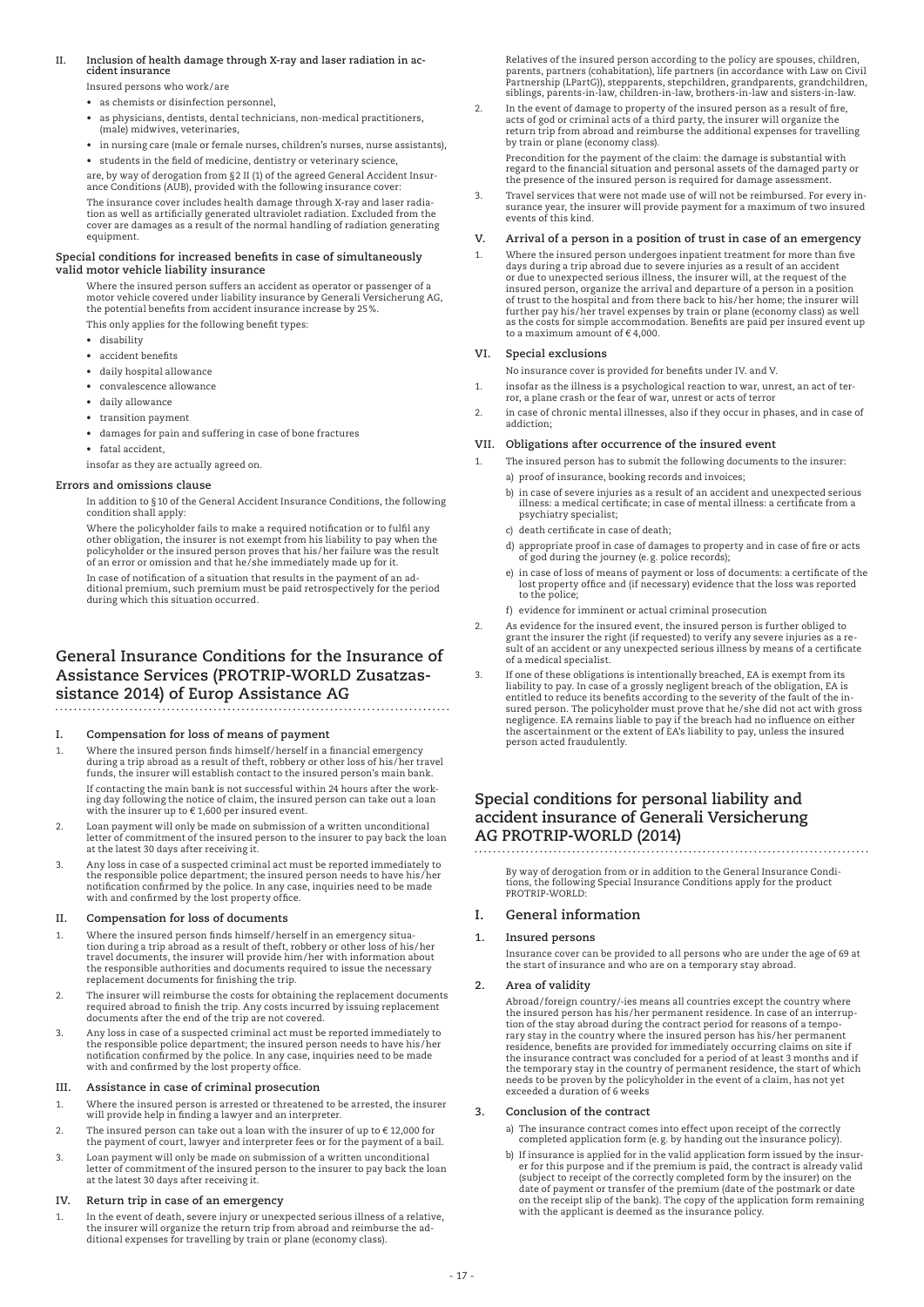### II. Inclusion of health damage through X-ray and laser radiation in accident insurance

Insured persons who work/are

- as chemists or disinfection personnel,
- as physicians, dentists, dental technicians, non-medical practitioners, (male) midwives, veterinaries,
- in nursing care (male or female nurses, children's nurses, nurse assistants),
- students in the field of medicine, dentistry or veterinary science,

are, by way of derogation from §2 II (1) of the agreed General Accident Insurance Conditions (AUB), provided with the following insurance cover:

The insurance cover includes health damage through X-ray and laser radiation as well as artificially generated ultraviolet radiation. Excluded from the cover are damages as a result of the normal handling of radiation generating equipment.

#### Special conditions for increased benefits in case of simultaneously valid motor vehicle liability insurance

Where the insured person suffers an accident as operator or passenger of a motor vehicle covered under liability insurance by Generali Versicherung AG, the potential benefits from accident insurance increase by 25%.

This only applies for the following benefit types:

- disability
- accident benefits
- daily hospital allowance
- convalescence allowance
- daily allowance
- transition payment
- damages for pain and suffering in case of bone fractures
- fatal accident,

insofar as they are actually agreed on.

#### Errors and omissions clause

In addition to §10 of the General Accident Insurance Conditions, the following condition shall apply:

Where the policyholder fails to make a required notification or to fulfil any other obligation, the insurer is not exempt from his liability to pay when the policyholder or the insured person proves that his/her failure was the result of an error or omission and that he/she immediately made up for it.

In case of notification of a situation that results in the payment of an additional premium, such premium must be paid retrospectively for the period during which this situation occurred.

## General Insurance Conditions for the Insurance of Assistance Services (PROTRIP-WORLD Zusatzassistance 2014) of Europ Assistance AG

### I. Compensation for loss of means of payment

1. Where the insured person finds himself/herself in a financial emergency during a trip abroad as a result of theft, robbery or other loss of his/her travel funds, the insurer will establish contact to the insured person's main bank.

   If contacting the main bank is not successful within 24 hours after the working day following the notice of claim, the insured person can take out a loan with the insurer up to € 1,600 per insured event.
2. Loan payment will only be made on submission of a written unconditional letter of commitment of the insured person to the insurer to pay back the loan at the latest 30 days after receiving it.
3. Any loss in case of a suspected criminal act must be reported immediately to the responsible police department; the insured person needs to have his/her notification confirmed by the police. In any case, inquiries need to be made with and confirmed by the lost property office.

### II. Compensation for loss of documents

1. Where the insured person finds himself/herself in an emergency situation during a trip abroad as a result of theft, robbery or other loss of his/her travel documents, the insurer will provide him/her with information about the responsible authorities and documents required to issue the necessary replacement documents for finishing the trip.
2. The insurer will reimburse the costs for obtaining the replacement documents required abroad to finish the trip. Any costs incurred by issuing replacement documents after the end of the trip are not covered.
3. Any loss in case of a suspected criminal act must be reported immediately to the responsible police department; the insured person needs to have his/her notification confirmed by the police. In any case, inquiries need to be made with and confirmed by the lost property office.

### III. Assistance in case of criminal prosecution

1. Where the insured person is arrested or threatened to be arrested, the insurer will provide help in finding a lawyer and an interpreter.
2. The insured person can take out a loan with the insurer of up to € 12,000 for the payment of court, lawyer and interpreter fees or for the payment of a bail.
3. Loan payment will only be made on submission of a written unconditional letter of commitment of the insured person to the insurer to pay back the loan at the latest 30 days after receiving it.

### IV. Return trip in case of an emergency

1. In the event of death, severe injury or unexpected serious illness of a relative, the insurer will organize the return trip from abroad and reimburse the additional expenses for travelling by train or plane (economy class).

   Relatives of the insured person according to the policy are spouses, children, parents, partners (cohabitation), life partners (in accordance with Law on Civil Partnership (LPartG)), stepparents, stepchildren, grandparents, grandchildren, siblings, parents-in-law, children-in-law, brothers-in-law and sisters-in-law.
2. In the event of damage to property of the insured person as a result of fire, acts of god or criminal acts of a third party, the insurer will organize the return trip from abroad and reimburse the additional expenses for travelling by train or plane (economy class).

   Precondition for the payment of the claim: the damage is substantial with regard to the financial situation and personal assets of the damaged party or the presence of the insured person is required for damage assessment.
3. Travel services that were not made use of will not be reimbursed. For every insurance year, the insurer will provide payment for a maximum of two insured events of this kind.

### V. Arrival of a person in a position of trust in case of an emergency

1. Where the insured person undergoes inpatient treatment for more than five days during a trip abroad due to severe injuries as a result of an accident or due to unexpected serious illness, the insurer will, at the request of the insured person, organize the arrival and departure of a person in a position of trust to the hospital and from there back to his/her home; the insurer will further pay his/her travel expenses by train or plane (economy class) as well as the costs for simple accommodation. Benefits are paid per insured event up to a maximum amount of € 4,000.

### VI. Special exclusions

No insurance cover is provided for benefits under IV. and V.

1. insofar as the illness is a psychological reaction to war, unrest, an act of terror, a plane crash or the fear of war, unrest or acts of terror
2. in case of chronic mental illnesses, also if they occur in phases, and in case of addiction;

### VII. Obligations after occurrence of the insured event

1. The insured person has to submit the following documents to the insurer:
   a) proof of insurance, booking records and invoices;
   b) in case of severe injuries as a result of an accident and unexpected serious illness: a medical certificate; in case of mental illness: a certificate from a psychiatry specialist;
   c) death certificate in case of death;
   d) appropriate proof in case of damages to property and in case of fire or acts of god during the journey (e.g. police records);
   e) in case of loss of means of payment or loss of documents: a certificate of the lost property office and (if necessary) evidence that the loss was reported to the police;
   f) evidence for imminent or actual criminal prosecution
2. As evidence for the insured event, the insured person is further obliged to grant the insurer the right (if requested) to verify any severe injuries as a result of an accident or any unexpected serious illness by means of a certificate of a medical specialist.
3. If one of these obligations is intentionally breached, EA is exempt from its liability to pay. In case of a grossly negligent breach of the obligation, EA is entitled to reduce its benefits according to the severity of the fault of the insured person. The policyholder must prove that he/she did not act with gross negligence. EA remains liable to pay if the breach had no influence on either the ascertainment or the extent of EA's liability to pay, unless the insured person acted fraudulently.

## Special conditions for personal liability and accident insurance of Generali Versicherung AG PROTRIP-WORLD (2014)

By way of derogation from or in addition to the General Insurance Conditions, the following Special Insurance Conditions apply for the product PROTRIP-WORLD:

### I. General information

#### 1. Insured persons

Insurance cover can be provided to all persons who are under the age of 69 at the start of insurance and who are on a temporary stay abroad.

#### 2. Area of validity

Abroad/foreign country/-ies means all countries except the country where the insured person has his/her permanent residence. In case of an interruption of the stay abroad during the contract period for reasons of a temporary stay in the country where the insured person has his/her permanent residence, benefits are provided for immediately occurring claims on site if the insurance contract was concluded for a period of at least 3 months and if the temporary stay in the country of permanent residence, the start of which needs to be proven by the policyholder in the event of a claim, has not yet exceeded a duration of 6 weeks

#### 3. Conclusion of the contract

a) The insurance contract comes into effect upon receipt of the correctly completed application form (e.g. by handing out the insurance policy).

b) If insurance is applied for in the valid application form issued by the insurer for this purpose and if the premium is paid, the contract is already valid (subject to receipt of the correctly completed form by the insurer) on the date of payment or transfer of the premium (date of the postmark or date on the receipt slip of the bank). The copy of the application form remaining with the applicant is deemed as the insurance policy.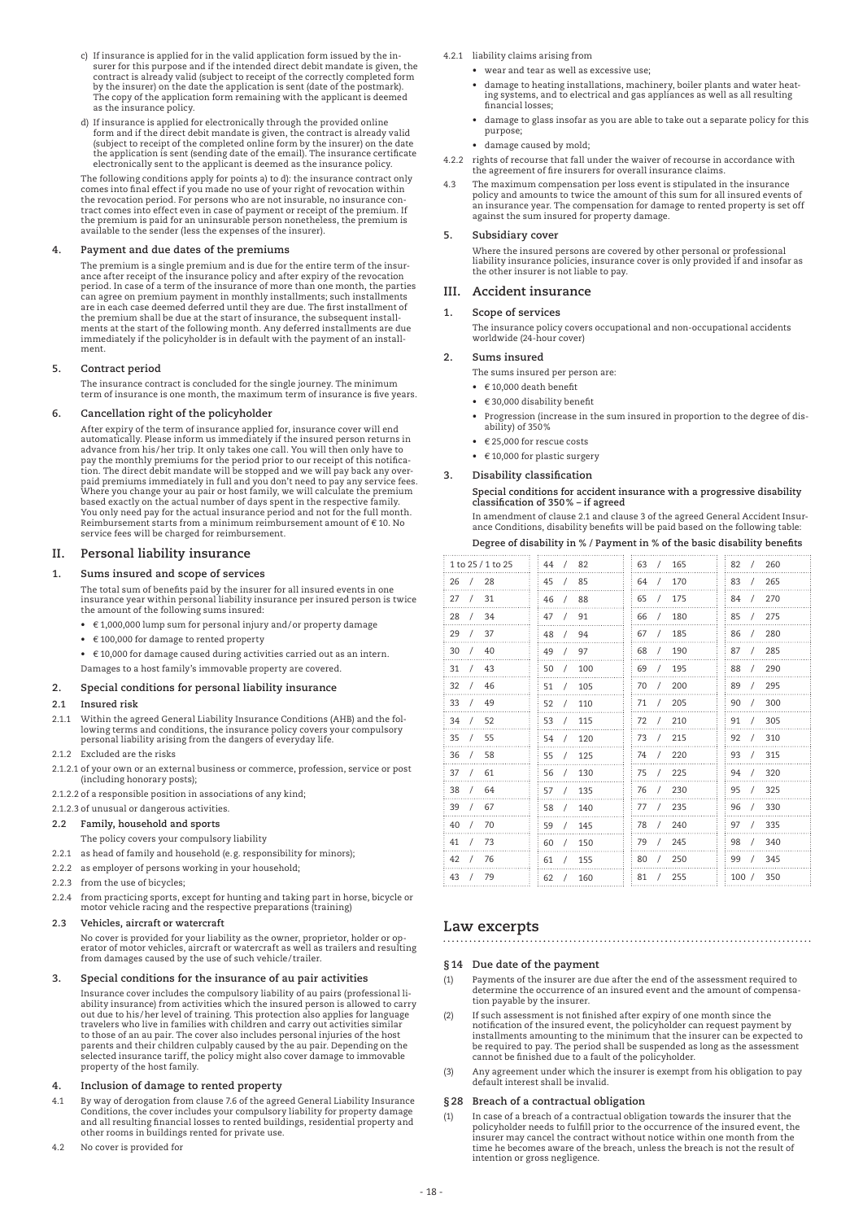c) If insurance is applied for in the valid application form issued by the insurer for this purpose and if the intended direct debit mandate is given, the contract is already valid (subject to receipt of the correctly completed form by the insurer) on the date the application is sent (date of the postmark). The copy of the application form remaining with the applicant is deemed as the insurance policy.

d) If insurance is applied for electronically through the provided online form and if the direct debit mandate is given, the contract is already valid (subject to receipt of the completed online form by the insurer) on the date the application is sent (sending date of the email). The insurance certificate electronically sent to the applicant is deemed as the insurance policy.

The following conditions apply for points a) to d): the insurance contract only comes into final effect if you made no use of your right of revocation within the revocation period. For persons who are not insurable, no insurance contract comes into effect even in case of payment or receipt of the premium. If the premium is paid for an uninsurable person nonetheless, the premium is available to the sender (less the expenses of the insurer).

### 4. Payment and due dates of the premiums

The premium is a single premium and is due for the entire term of the insurance after receipt of the insurance policy and after expiry of the revocation period. In case of a term of the insurance of more than one month, the parties can agree on premium payment in monthly installments; such installments are in each case deemed deferred until they are due. The first installment of the premium shall be due at the start of insurance, the subsequent installments at the start of the following month. Any deferred installments are due immediately if the policyholder is in default with the payment of an installment.

### 5. Contract period

The insurance contract is concluded for the single journey. The minimum term of insurance is one month, the maximum term of insurance is five years.

### 6. Cancellation right of the policyholder

After expiry of the term of insurance applied for, insurance cover will end automatically. Please inform us immediately if the insured person returns in advance from his/her trip. It only takes one call. You will then only have to pay the monthly premiums for the period prior to our receipt of this notification. The direct debit mandate will be stopped and we will pay back any overpaid premiums immediately in full and you don't need to pay any service fees. Where you change your au pair or host family, we will calculate the premium based exactly on the actual number of days spent in the respective family. You only need pay for the actual insurance period and not for the full month. Reimbursement starts from a minimum reimbursement amount of € 10. No service fees will be charged for reimbursement.

## II. Personal liability insurance

### 1. Sums insured and scope of services

The total sum of benefits paid by the insurer for all insured events in one insurance year within personal liability insurance per insured person is twice the amount of the following sums insured:

- € 1,000,000 lump sum for personal injury and/or property damage
- € 100,000 for damage to rented property
- € 10,000 for damage caused during activities carried out as an intern.

Damages to a host family's immovable property are covered.

### 2. Special conditions for personal liability insurance

#### 2.1 Insured risk

2.1.1 Within the agreed General Liability Insurance Conditions (AHB) and the following terms and conditions, the insurance policy covers your compulsory personal liability arising from the dangers of everyday life.

2.1.2 Excluded are the risks

2.1.2.1 of your own or an external business or commerce, profession, service or post (including honorary posts);

2.1.2.2 of a responsible position in associations of any kind;

2.1.2.3 of unusual or dangerous activities.

#### 2.2 Family, household and sports

The policy covers your compulsory liability

2.2.1 as head of family and household (e.g. responsibility for minors);

2.2.2 as employer of persons working in your household;

2.2.3 from the use of bicycles;

2.2.4 from practicing sports, except for hunting and taking part in horse, bicycle or motor vehicle racing and the respective preparations (training)

#### 2.3 Vehicles, aircraft or watercraft

No cover is provided for your liability as the owner, proprietor, holder or operator of motor vehicles, aircraft or watercraft as well as trailers and resulting from damages caused by the use of such vehicle/trailer.

### 3. Special conditions for the insurance of au pair activities

Insurance cover includes the compulsory liability of au pairs (professional liability insurance) from activities which the insured person is allowed to carry out due to his/her level of training. This protection also applies for language travelers who live in families with children and carry out activities similar to those of an au pair. The cover also includes personal injuries of the host parents and their children culpably caused by the au pair. Depending on the selected insurance tariff, the policy might also cover damage to immovable property of the host family.

### 4. Inclusion of damage to rented property

4.1 By way of derogation from clause 7.6 of the agreed General Liability Insurance Conditions, the cover includes your compulsory liability for property damage and all resulting financial losses to rented buildings, residential property and other rooms in buildings rented for private use.

4.2 No cover is provided for

4.2.1 liability claims arising from

- wear and tear as well as excessive use;
- damage to heating installations, machinery, boiler plants and water heating systems, and to electrical and gas appliances as well as all resulting financial losses;
- damage to glass insofar as you are able to take out a separate policy for this purpose;
- damage caused by mold;

4.2.2 rights of recourse that fall under the waiver of recourse in accordance with the agreement of fire insurers for overall insurance claims.

4.3 The maximum compensation per loss event is stipulated in the insurance policy and amounts to twice the amount of this sum for all insured events of an insurance year. The compensation for damage to rented property is set off against the sum insured for property damage.

### 5. Subsidiary cover

Where the insured persons are covered by other personal or professional liability insurance policies, insurance cover is only provided if and insofar as the other insurer is not liable to pay.

## III. Accident insurance

### 1. Scope of services

The insurance policy covers occupational and non-occupational accidents worldwide (24-hour cover)

### 2. Sums insured

The sums insured per person are:

- € 10,000 death benefit
- € 30,000 disability benefit
- Progression (increase in the sum insured in proportion to the degree of disability) of 350 %
- € 25,000 for rescue costs
- € 10,000 for plastic surgery

### 3. Disability classification

**Special conditions for accident insurance with a progressive disability classification of 350 % – if agreed**

In amendment of clause 2.1 and clause 3 of the agreed General Accident Insurance Conditions, disability benefits will be paid based on the following table:

**Degree of disability in % / Payment in % of the basic disability benefits**

| | | | |
|---|---|---|---|
| 1 to 25 / 1 to 25 | 44 / 82 | 63 / 165 | 82 / 260 |
| 26 / 28 | 45 / 85 | 64 / 170 | 83 / 265 |
| 27 / 31 | 46 / 88 | 65 / 175 | 84 / 270 |
| 28 / 34 | 47 / 91 | 66 / 180 | 85 / 275 |
| 29 / 37 | 48 / 94 | 67 / 185 | 86 / 280 |
| 30 / 40 | 49 / 97 | 68 / 190 | 87 / 285 |
| 31 / 43 | 50 / 100 | 69 / 195 | 88 / 290 |
| 32 / 46 | 51 / 105 | 70 / 200 | 89 / 295 |
| 33 / 49 | 52 / 110 | 71 / 205 | 90 / 300 |
| 34 / 52 | 53 / 115 | 72 / 210 | 91 / 305 |
| 35 / 55 | 54 / 120 | 73 / 215 | 92 / 310 |
| 36 / 58 | 55 / 125 | 74 / 220 | 93 / 315 |
| 37 / 61 | 56 / 130 | 75 / 225 | 94 / 320 |
| 38 / 64 | 57 / 135 | 76 / 230 | 95 / 325 |
| 39 / 67 | 58 / 140 | 77 / 235 | 96 / 330 |
| 40 / 70 | 59 / 145 | 78 / 240 | 97 / 335 |
| 41 / 73 | 60 / 150 | 79 / 245 | 98 / 340 |
| 42 / 76 | 61 / 155 | 80 / 250 | 99 / 345 |
| 43 / 79 | 62 / 160 | 81 / 255 | 100 / 350 |

# Law excerpts

### § 14 Due date of the payment

(1) Payments of the insurer are due after the end of the assessment required to determine the occurrence of an insured event and the amount of compensation payable by the insurer.

(2) If such assessment is not finished after expiry of one month since the notification of the insured event, the policyholder can request payment by installments amounting to the minimum that the insurer can be expected to be required to pay. The period shall be suspended as long as the assessment cannot be finished due to a fault of the policyholder.

(3) Any agreement under which the insurer is exempt from his obligation to pay default interest shall be invalid.

### § 28 Breach of a contractual obligation

(1) In case of a breach of a contractual obligation towards the insurer that the policyholder needs to fulfill prior to the occurrence of the insured event, the insurer may cancel the contract without notice within one month from the time he becomes aware of the breach, unless the breach is not the result of intention or gross negligence.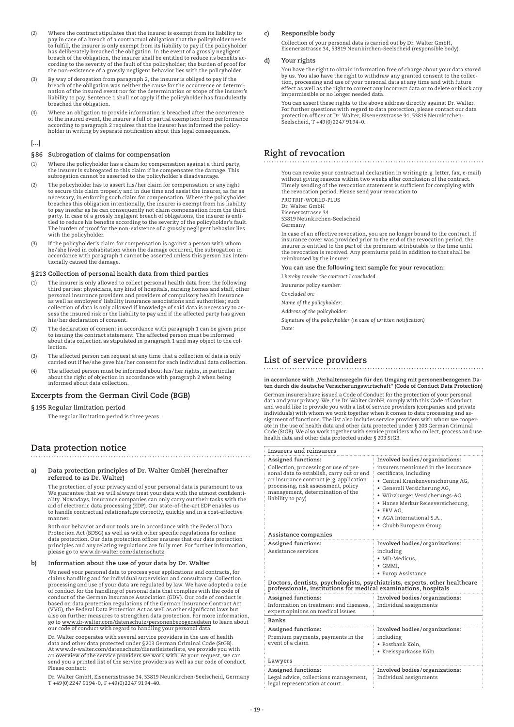(2) Where the contract stipulates that the insurer is exempt from its liability to pay in case of a breach of a contractual obligation that the policyholder needs to fulfill, the insurer is only exempt from its liability to pay if the policyholder has deliberately breached the obligation. In the event of a grossly negligent breach of the obligation, the insurer shall be entitled to reduce its benefits according to the severity of the fault of the policyholder; the burden of proof for the non-existence of a grossly negligent behavior lies with the policyholder.

(3) By way of derogation from paragraph 2, the insurer is obliged to pay if the breach of the obligation was neither the cause for the occurrence or determination of the insured event nor for the determination or scope of the insurer's liability to pay. Sentence 1 shall not apply if the policyholder has fraudulently breached the obligation.

(4) Where an obligation to provide information is breached after the occurrence of the insured event, the insurer's full or partial exemption from performance according to paragraph 2 requires that the insurer has informed the policyholder in writing by separate notification about this legal consequence.

[…]

### § 86 Subrogation of claims for compensation

(1) Where the policyholder has a claim for compensation against a third party, the insurer is subrogated to this claim if he compensates the damage. This subrogation cannot be asserted to the policyholder's disadvantage.

(2) The policyholder has to assert his/her claim for compensation or any right to secure this claim properly and in due time and assist the insurer, as far as necessary, in enforcing such claim for compensation. Where the policyholder breaches this obligation intentionally, the insurer is exempt from his liability to pay insofar as he can consequently not claim compensation from the third party. In case of a grossly negligent breach of obligations, the insurer is entitled to reduce his benefits according to the severity of the policyholder's fault. The burden of proof for the non-existence of a grossly negligent behavior lies with the policyholder.

(3) If the policyholder's claim for compensation is against a person with whom he/she lived in cohabitation when the damage occurred, the subrogation in accordance with paragraph 1 cannot be asserted unless this person has intentionally caused the damage.

### § 213 Collection of personal health data from third parties

(1) The insurer is only allowed to collect personal health data from the following third parties: physicians, any kind of hospitals, nursing homes and staff, other personal insurance providers and providers of compulsory health insurance as well as employers' liability insurance associations and authorities; such collection of data is only allowed if knowledge of said data is necessary to assess the insured risk or the liability to pay and if the affected party has given his/her declaration of consent.

(2) The declaration of consent in accordance with paragraph 1 can be given prior to issuing the contract statement. The affected person must be informed about data collection as stipulated in paragraph 1 and may object to the collection.

(3) The affected person can request at any time that a collection of data is only carried out if he/she gave his/her consent for each individual data collection.

(4) The affected person must be informed about his/her rights, in particular about the right of objection in accordance with paragraph 2 when being informed about data collection.

## Excerpts from the German Civil Code (BGB)

### § 195 Regular limitation period

The regular limitation period is three years.

# Data protection notice

### a) Data protection principles of Dr. Walter GmbH (hereinafter referred to as Dr. Walter)

The protection of your privacy and of your personal data is paramount to us. We guarantee that we will always treat your data with the utmost confidentiality. Nowadays, insurance companies can only carry out their tasks with the aid of electronic data processing (EDP). Our state-of-the-art EDP enables us to handle contractual relationships correctly, quickly and in a cost-effective manner.

Both our behavior and our tools are in accordance with the Federal Data Protection Act (BDSG) as well as with other specific regulations for online data protection. Our data protection officer ensures that our data protection principles and any relating regulations are fully met. For further information, please go to www.dr-walter.com/datenschutz.

### b) Information about the use of your data by Dr. Walter

We need your personal data to process your applications and contracts, for claims handling and for individual supervision and consultancy. Collection, processing and use of your data are regulated by law. We have adopted a code of conduct for the handling of personal data that complies with the code of conduct of the German Insurance Association (GDV). Our code of conduct is based on data protection regulations of the German Insurance Contract Act (VVG), the Federal Data Protection Act as well as other significant laws but also on further measures to strengthen data protection. For more information, go to www.dr-walter.com/datenschutz/personenbezogenedaten to learn about our code of conduct with regard to handling your personal data.

Dr. Walter cooperates with several service providers in the use of health data and other data protected under §203 German Criminal Code (StGB). At www.dr-walter.com/datenschutz/dienstleisterliste, we provide you with an overview of the service providers we work with. At your request, we can send you a printed list of the service providers as well as our code of conduct. Please contact:

Dr. Walter GmbH, Eisenerzstrasse 34, 53819 Neunkirchen-Seelscheid, Germany
T +49(0)2247 9194-0, F +49(0)2247 9194-40.

### c) Responsible body

Collection of your personal data is carried out by Dr. Walter GmbH, Eisenerzstrasse 34, 53819 Neunkirchen-Seelscheid (responsible body).

### d) Your rights

You have the right to obtain information free of charge about your data stored by us. You also have the right to withdraw any granted consent to the collection, processing and use of your personal data at any time and with future effect as well as the right to correct any incorrect data or to delete or block any impermissible or no longer needed data.

You can assert these rights to the above address directly against Dr. Walter. For further questions with regard to data protection, please contact our data protection officer at Dr. Walter, Eisenerzstrasse 34, 53819 Neunkirchen-Seelscheid, T +49(0)2247 9194-0.

# Right of revocation

You can revoke your contractual declaration in writing (e.g. letter, fax, e-mail) without giving reasons within two weeks after conclusion of the contract. Timely sending of the revocation statement is sufficient for complying with the revocation period. Please send your revocation to

PROTRIP-WORLD-PLUS
Dr. Walter GmbH
Eisenerzstrasse 34
53819 Neunkirchen-Seelscheid
Germany

In case of an effective revocation, you are no longer bound to the contract. If insurance cover was provided prior to the end of the revocation period, the insurer is entitled to the part of the premium attributable to the time until the revocation is received. Any premiums paid in addition to that shall be reimbursed by the insurer.

**You can use the following text sample for your revocation:**

*I hereby revoke the contract I concluded.*

*Insurance policy number:*

*Concluded on:*

*Name of the policyholder:*

*Address of the policyholder:*

*Signature of the policyholder (in case of written notification)*

*Date:*

# List of service providers

**in accordance with „Verhaltensregeln für den Umgang mit personenbezogenen Daten durch die deutsche Versicherungswirtschaft" (Code of Conduct Data Protection)**

German insurers have issued a Code of Conduct for the protection of your personal data and your privacy. We, the Dr. Walter GmbH, comply with this Code of Conduct and would like to provide you with a list of service providers (companies and private individuals) with whom we work together when it comes to data processing and assignment of functions. The list also includes service providers with whom we cooperate in the use of health data and other data protected under § 203 German Criminal Code (StGB). We also work together with service providers who collect, process and use health data and other data protected under § 203 StGB.

| Assigned functions: | Involved bodies/organizations: |
|---|---|
| **Insurers and reinsurers** | |
| Collection, processing or use of personal data to establish, carry out or end an insurance contract (e.g. application processing, risk assessment, policy management, determination of the liability to pay) | insurers mentioned in the insurance certificate, including<br>• Central Krankenversicherung AG,<br>• Generali Versicherung AG,<br>• Würzburger Versicherungs-AG,<br>• Hanse Merkur Reiseversicherung,<br>• ERV AG,<br>• AGA International S.A.,<br>• Chubb European Group |
| **Assistance companies** | |
| Assistance services | including<br>• MD-Medicus,<br>• GMMI,<br>• Europ Assistance |
| **Doctors, dentists, psychologists, psychiatrists, experts, other healthcare professionals, institutions for medical examinations, hospitals** | |
| Information on treatment and diseases, expert opinions on medical issues | Individual assignments |
| **Banks** | |
| Premium payments, payments in the event of a claim | including<br>• Postbank Köln,<br>• Kreissparkasse Köln |
| **Lawyers** | |
| Legal advice, collections management, legal representation at court. | Individual assignments |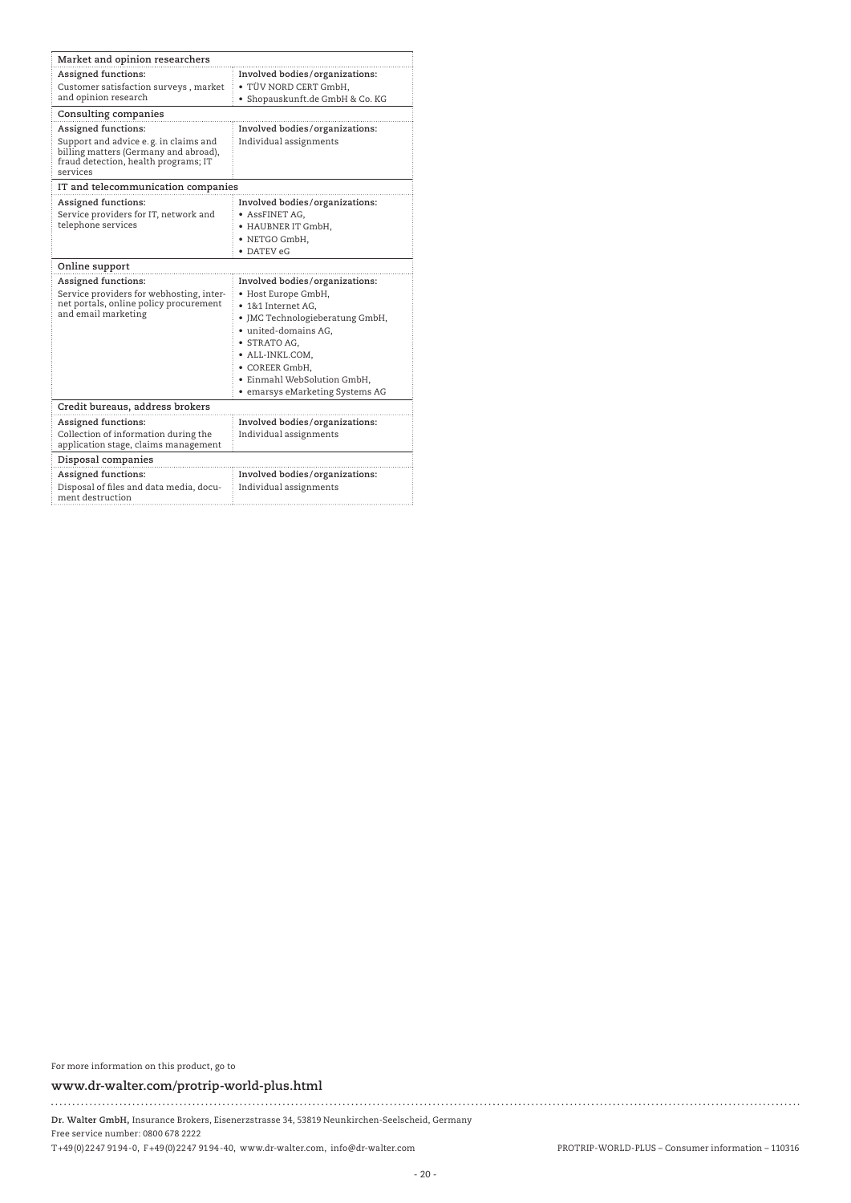| Market and opinion researchers | |
|---|---|
| **Assigned functions:** Customer satisfaction surveys , market and opinion research | **Involved bodies/organizations:** • TÜV NORD CERT GmbH, • Shopauskunft.de GmbH & Co. KG |
| **Consulting companies** | |
| **Assigned functions:** Support and advice e.g. in claims and billing matters (Germany and abroad), fraud detection, health programs; IT services | **Involved bodies/organizations:** Individual assignments |
| **IT and telecommunication companies** | |
| **Assigned functions:** Service providers for IT, network and telephone services | **Involved bodies/organizations:** • AssFINET AG, • HAUBNER IT GmbH, • NETGO GmbH, • DATEV eG |
| **Online support** | |
| **Assigned functions:** Service providers for webhosting, internet portals, online policy procurement and email marketing | **Involved bodies/organizations:** • Host Europe GmbH, • 1&1 Internet AG, • JMC Technologieberatung GmbH, • united-domains AG, • STRATO AG, • ALL-INKL.COM, • COREER GmbH, • Einmahl WebSolution GmbH, • emarsys eMarketing Systems AG |
| **Credit bureaus, address brokers** | |
| **Assigned functions:** Collection of information during the application stage, claims management | **Involved bodies/organizations:** Individual assignments |
| **Disposal companies** | |
| **Assigned functions:** Disposal of files and data media, document destruction | **Involved bodies/organizations:** Individual assignments |

For more information on this product, go to

**www.dr-walter.com/protrip-world-plus.html**

**Dr. Walter GmbH,** Insurance Brokers, Eisenerzstrasse 34, 53819 Neunkirchen-Seelscheid, Germany
Free service number: 0800 678 2222
T+49(0)2247 9194-0, F+49(0)2247 9194-40, www.dr-walter.com, info@dr-walter.com

PROTRIP-WORLD-PLUS – Consumer information – 110316